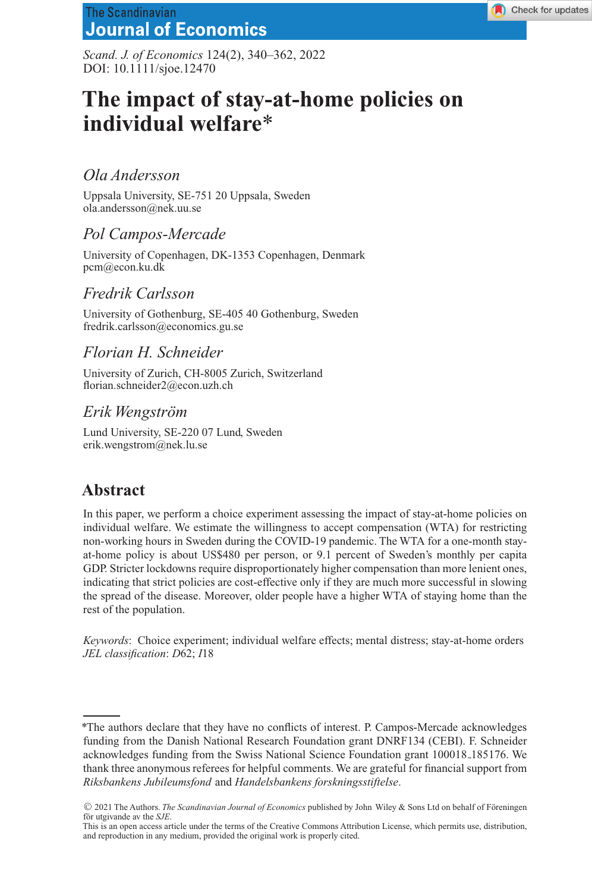# The impact of stay-at-home policies on individual welfare*

*Ola Andersson*

Uppsala University, SE-751 20 Uppsala, Sweden
ola.andersson@nek.uu.se

*Pol Campos-Mercade*

University of Copenhagen, DK-1353 Copenhagen, Denmark
pcm@econ.ku.dk

*Fredrik Carlsson*

University of Gothenburg, SE-405 40 Gothenburg, Sweden
fredrik.carlsson@economics.gu.se

*Florian H. Schneider*

University of Zurich, CH-8005 Zurich, Switzerland
florian.schneider2@econ.uzh.ch

*Erik Wengström*

Lund University, SE-220 07 Lund, Sweden
erik.wengstrom@nek.lu.se

## Abstract

In this paper, we perform a choice experiment assessing the impact of stay-at-home policies on individual welfare. We estimate the willingness to accept compensation (WTA) for restricting non-working hours in Sweden during the COVID-19 pandemic. The WTA for a one-month stay-at-home policy is about US$480 per person, or 9.1 percent of Sweden's monthly per capita GDP. Stricter lockdowns require disproportionately higher compensation than more lenient ones, indicating that strict policies are cost-effective only if they are much more successful in slowing the spread of the disease. Moreover, older people have a higher WTA of staying home than the rest of the population.

*Keywords*: Choice experiment; individual welfare effects; mental distress; stay-at-home orders
*JEL classification*: D62; I18

---

*The authors declare that they have no conflicts of interest. P. Campos-Mercade acknowledges funding from the Danish National Research Foundation grant DNRF134 (CEBI). F. Schneider acknowledges funding from the Swiss National Science Foundation grant 100018_185176. We thank three anonymous referees for helpful comments. We are grateful for financial support from *Riksbankens Jubileumsfond* and *Handelsbankens forskningsstiftelse*.

© 2021 The Authors. *The Scandinavian Journal of Economics* published by John Wiley & Sons Ltd on behalf of Föreningen för utgivande av the *SJE*.
This is an open access article under the terms of the Creative Commons Attribution License, which permits use, distribution, and reproduction in any medium, provided the original work is properly cited.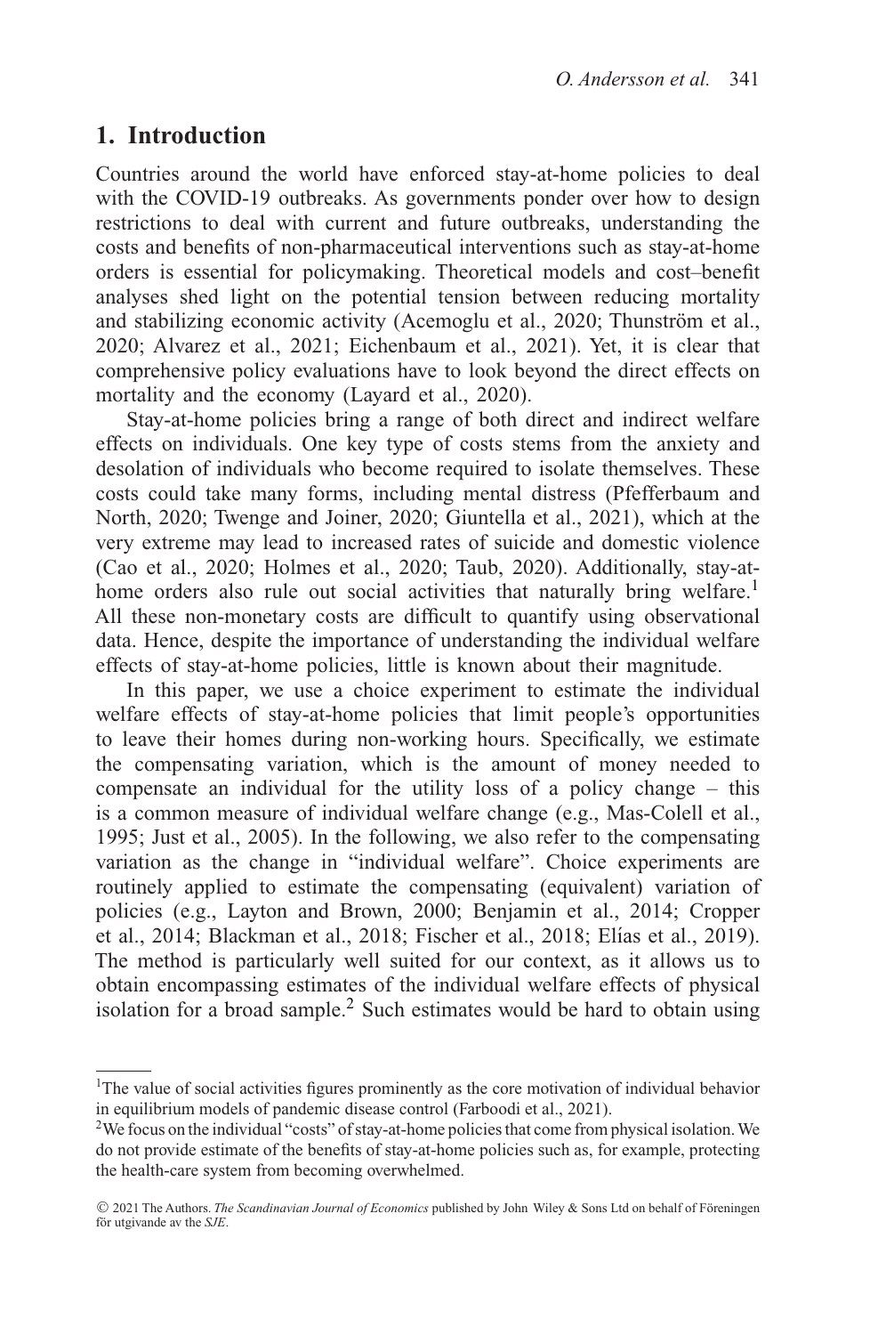## 1. Introduction

Countries around the world have enforced stay-at-home policies to deal with the COVID-19 outbreaks. As governments ponder over how to design restrictions to deal with current and future outbreaks, understanding the costs and benefits of non-pharmaceutical interventions such as stay-at-home orders is essential for policymaking. Theoretical models and cost–benefit analyses shed light on the potential tension between reducing mortality and stabilizing economic activity (Acemoglu et al., 2020; Thunström et al., 2020; Alvarez et al., 2021; Eichenbaum et al., 2021). Yet, it is clear that comprehensive policy evaluations have to look beyond the direct effects on mortality and the economy (Layard et al., 2020).

Stay-at-home policies bring a range of both direct and indirect welfare effects on individuals. One key type of costs stems from the anxiety and desolation of individuals who become required to isolate themselves. These costs could take many forms, including mental distress (Pfefferbaum and North, 2020; Twenge and Joiner, 2020; Giuntella et al., 2021), which at the very extreme may lead to increased rates of suicide and domestic violence (Cao et al., 2020; Holmes et al., 2020; Taub, 2020). Additionally, stay-at-home orders also rule out social activities that naturally bring welfare.[1] All these non-monetary costs are difficult to quantify using observational data. Hence, despite the importance of understanding the individual welfare effects of stay-at-home policies, little is known about their magnitude.

In this paper, we use a choice experiment to estimate the individual welfare effects of stay-at-home policies that limit people's opportunities to leave their homes during non-working hours. Specifically, we estimate the compensating variation, which is the amount of money needed to compensate an individual for the utility loss of a policy change – this is a common measure of individual welfare change (e.g., Mas-Colell et al., 1995; Just et al., 2005). In the following, we also refer to the compensating variation as the change in "individual welfare". Choice experiments are routinely applied to estimate the compensating (equivalent) variation of policies (e.g., Layton and Brown, 2000; Benjamin et al., 2014; Cropper et al., 2014; Blackman et al., 2018; Fischer et al., 2018; Elías et al., 2019). The method is particularly well suited for our context, as it allows us to obtain encompassing estimates of the individual welfare effects of physical isolation for a broad sample.[2] Such estimates would be hard to obtain using

[1] The value of social activities figures prominently as the core motivation of individual behavior in equilibrium models of pandemic disease control (Farboodi et al., 2021).

[2] We focus on the individual "costs" of stay-at-home policies that come from physical isolation. We do not provide estimate of the benefits of stay-at-home policies such as, for example, protecting the health-care system from becoming overwhelmed.

© 2021 The Authors. *The Scandinavian Journal of Economics* published by John Wiley & Sons Ltd on behalf of Föreningen för utgivande av the *SJE*.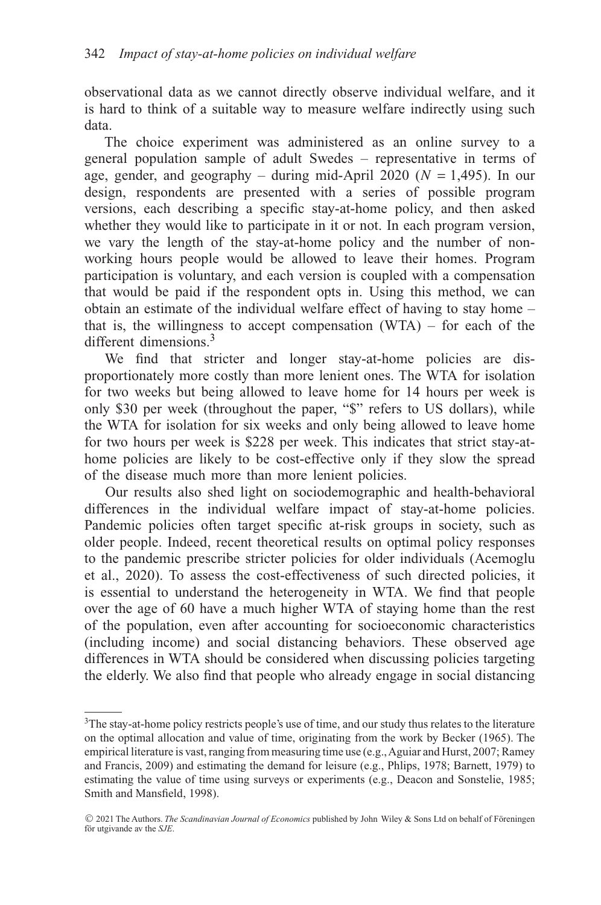observational data as we cannot directly observe individual welfare, and it is hard to think of a suitable way to measure welfare indirectly using such data.

The choice experiment was administered as an online survey to a general population sample of adult Swedes – representative in terms of age, gender, and geography – during mid-April 2020 ($N = 1{,}495$). In our design, respondents are presented with a series of possible program versions, each describing a specific stay-at-home policy, and then asked whether they would like to participate in it or not. In each program version, we vary the length of the stay-at-home policy and the number of non-working hours people would be allowed to leave their homes. Program participation is voluntary, and each version is coupled with a compensation that would be paid if the respondent opts in. Using this method, we can obtain an estimate of the individual welfare effect of having to stay home – that is, the willingness to accept compensation (WTA) – for each of the different dimensions.[3]

We find that stricter and longer stay-at-home policies are disproportionately more costly than more lenient ones. The WTA for isolation for two weeks but being allowed to leave home for 14 hours per week is only \$30 per week (throughout the paper, "\$" refers to US dollars), while the WTA for isolation for six weeks and only being allowed to leave home for two hours per week is \$228 per week. This indicates that strict stay-at-home policies are likely to be cost-effective only if they slow the spread of the disease much more than more lenient policies.

Our results also shed light on sociodemographic and health-behavioral differences in the individual welfare impact of stay-at-home policies. Pandemic policies often target specific at-risk groups in society, such as older people. Indeed, recent theoretical results on optimal policy responses to the pandemic prescribe stricter policies for older individuals (Acemoglu et al., 2020). To assess the cost-effectiveness of such directed policies, it is essential to understand the heterogeneity in WTA. We find that people over the age of 60 have a much higher WTA of staying home than the rest of the population, even after accounting for socioeconomic characteristics (including income) and social distancing behaviors. These observed age differences in WTA should be considered when discussing policies targeting the elderly. We also find that people who already engage in social distancing

[3]The stay-at-home policy restricts people's use of time, and our study thus relates to the literature on the optimal allocation and value of time, originating from the work by Becker (1965). The empirical literature is vast, ranging from measuring time use (e.g., Aguiar and Hurst, 2007; Ramey and Francis, 2009) and estimating the demand for leisure (e.g., Phlips, 1978; Barnett, 1979) to estimating the value of time using surveys or experiments (e.g., Deacon and Sonstelie, 1985; Smith and Mansfield, 1998).

© 2021 The Authors. *The Scandinavian Journal of Economics* published by John Wiley & Sons Ltd on behalf of Föreningen för utgivande av the *SJE*.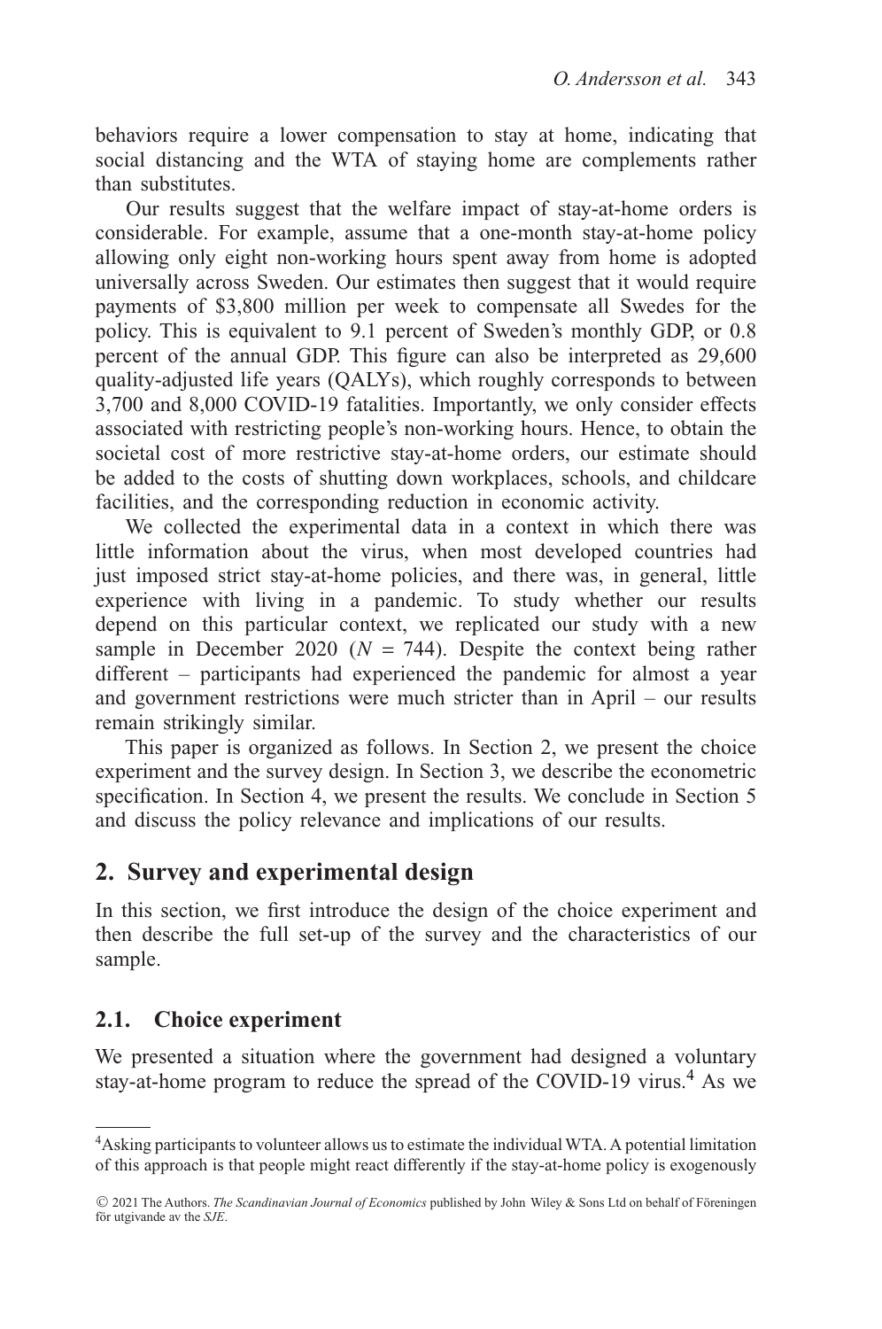behaviors require a lower compensation to stay at home, indicating that social distancing and the WTA of staying home are complements rather than substitutes.

Our results suggest that the welfare impact of stay-at-home orders is considerable. For example, assume that a one-month stay-at-home policy allowing only eight non-working hours spent away from home is adopted universally across Sweden. Our estimates then suggest that it would require payments of $3,800 million per week to compensate all Swedes for the policy. This is equivalent to 9.1 percent of Sweden's monthly GDP, or 0.8 percent of the annual GDP. This figure can also be interpreted as 29,600 quality-adjusted life years (QALYs), which roughly corresponds to between 3,700 and 8,000 COVID-19 fatalities. Importantly, we only consider effects associated with restricting people's non-working hours. Hence, to obtain the societal cost of more restrictive stay-at-home orders, our estimate should be added to the costs of shutting down workplaces, schools, and childcare facilities, and the corresponding reduction in economic activity.

We collected the experimental data in a context in which there was little information about the virus, when most developed countries had just imposed strict stay-at-home policies, and there was, in general, little experience with living in a pandemic. To study whether our results depend on this particular context, we replicated our study with a new sample in December 2020 ($N$ = 744). Despite the context being rather different – participants had experienced the pandemic for almost a year and government restrictions were much stricter than in April – our results remain strikingly similar.

This paper is organized as follows. In Section 2, we present the choice experiment and the survey design. In Section 3, we describe the econometric specification. In Section 4, we present the results. We conclude in Section 5 and discuss the policy relevance and implications of our results.

## 2. Survey and experimental design

In this section, we first introduce the design of the choice experiment and then describe the full set-up of the survey and the characteristics of our sample.

### 2.1. Choice experiment

We presented a situation where the government had designed a voluntary stay-at-home program to reduce the spread of the COVID-19 virus.[4] As we

[4]Asking participants to volunteer allows us to estimate the individual WTA. A potential limitation of this approach is that people might react differently if the stay-at-home policy is exogenously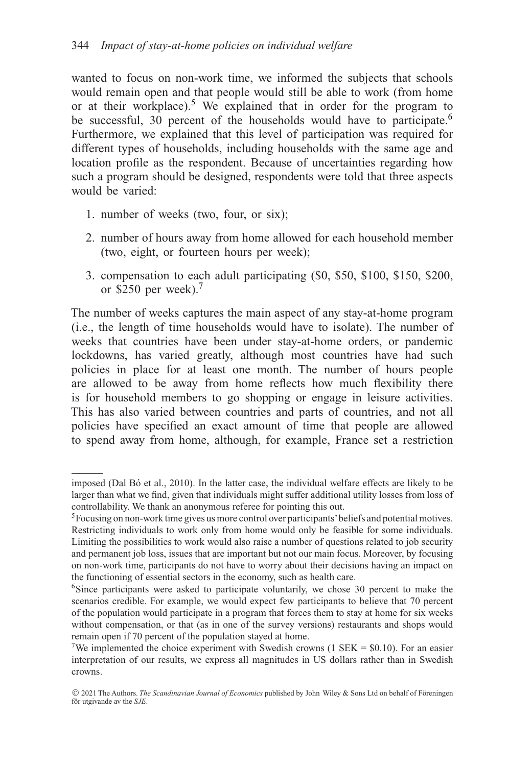wanted to focus on non-work time, we informed the subjects that schools would remain open and that people would still be able to work (from home or at their workplace).[5] We explained that in order for the program to be successful, 30 percent of the households would have to participate.[6] Furthermore, we explained that this level of participation was required for different types of households, including households with the same age and location profile as the respondent. Because of uncertainties regarding how such a program should be designed, respondents were told that three aspects would be varied:

1. number of weeks (two, four, or six);
2. number of hours away from home allowed for each household member (two, eight, or fourteen hours per week);
3. compensation to each adult participating ($0, $50, $100, $150, $200, or $250 per week).[7]

The number of weeks captures the main aspect of any stay-at-home program (i.e., the length of time households would have to isolate). The number of weeks that countries have been under stay-at-home orders, or pandemic lockdowns, has varied greatly, although most countries have had such policies in place for at least one month. The number of hours people are allowed to be away from home reflects how much flexibility there is for household members to go shopping or engage in leisure activities. This has also varied between countries and parts of countries, and not all policies have specified an exact amount of time that people are allowed to spend away from home, although, for example, France set a restriction

---

imposed (Dal Bó et al., 2010). In the latter case, the individual welfare effects are likely to be larger than what we find, given that individuals might suffer additional utility losses from loss of controllability. We thank an anonymous referee for pointing this out.

[5] Focusing on non-work time gives us more control over participants' beliefs and potential motives. Restricting individuals to work only from home would only be feasible for some individuals. Limiting the possibilities to work would also raise a number of questions related to job security and permanent job loss, issues that are important but not our main focus. Moreover, by focusing on non-work time, participants do not have to worry about their decisions having an impact on the functioning of essential sectors in the economy, such as health care.

[6] Since participants were asked to participate voluntarily, we chose 30 percent to make the scenarios credible. For example, we would expect few participants to believe that 70 percent of the population would participate in a program that forces them to stay at home for six weeks without compensation, or that (as in one of the survey versions) restaurants and shops would remain open if 70 percent of the population stayed at home.

[7] We implemented the choice experiment with Swedish crowns (1 SEK = $0.10). For an easier interpretation of our results, we express all magnitudes in US dollars rather than in Swedish crowns.

© 2021 The Authors. *The Scandinavian Journal of Economics* published by John Wiley & Sons Ltd on behalf of Föreningen för utgivande av the *SJE*.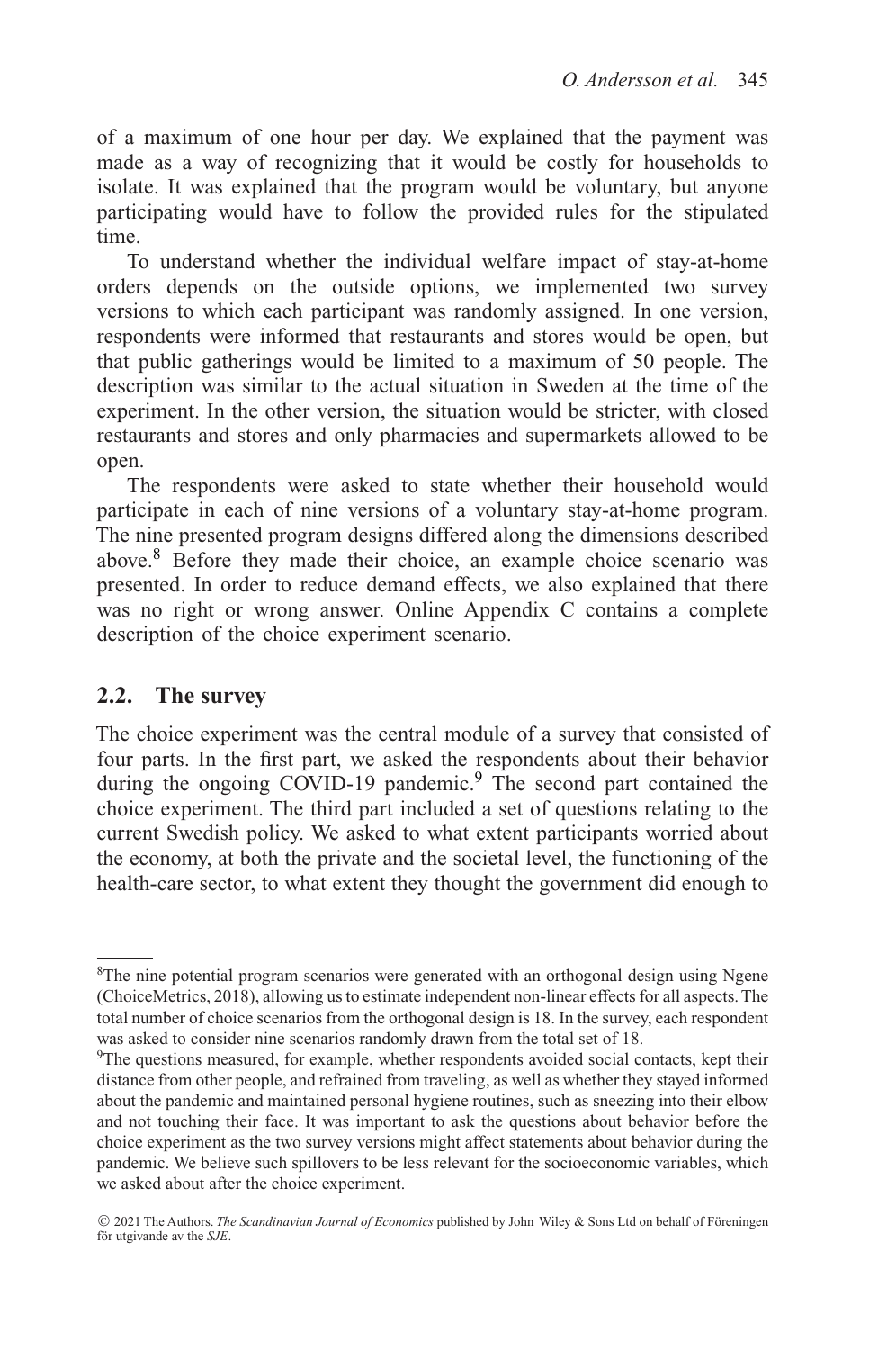of a maximum of one hour per day. We explained that the payment was made as a way of recognizing that it would be costly for households to isolate. It was explained that the program would be voluntary, but anyone participating would have to follow the provided rules for the stipulated time.

To understand whether the individual welfare impact of stay-at-home orders depends on the outside options, we implemented two survey versions to which each participant was randomly assigned. In one version, respondents were informed that restaurants and stores would be open, but that public gatherings would be limited to a maximum of 50 people. The description was similar to the actual situation in Sweden at the time of the experiment. In the other version, the situation would be stricter, with closed restaurants and stores and only pharmacies and supermarkets allowed to be open.

The respondents were asked to state whether their household would participate in each of nine versions of a voluntary stay-at-home program. The nine presented program designs differed along the dimensions described above.[8] Before they made their choice, an example choice scenario was presented. In order to reduce demand effects, we also explained that there was no right or wrong answer. Online Appendix C contains a complete description of the choice experiment scenario.

## 2.2. The survey

The choice experiment was the central module of a survey that consisted of four parts. In the first part, we asked the respondents about their behavior during the ongoing COVID-19 pandemic.[9] The second part contained the choice experiment. The third part included a set of questions relating to the current Swedish policy. We asked to what extent participants worried about the economy, at both the private and the societal level, the functioning of the health-care sector, to what extent they thought the government did enough to

---

[8]The nine potential program scenarios were generated with an orthogonal design using Ngene (ChoiceMetrics, 2018), allowing us to estimate independent non-linear effects for all aspects. The total number of choice scenarios from the orthogonal design is 18. In the survey, each respondent was asked to consider nine scenarios randomly drawn from the total set of 18.

[9]The questions measured, for example, whether respondents avoided social contacts, kept their distance from other people, and refrained from traveling, as well as whether they stayed informed about the pandemic and maintained personal hygiene routines, such as sneezing into their elbow and not touching their face. It was important to ask the questions about behavior before the choice experiment as the two survey versions might affect statements about behavior during the pandemic. We believe such spillovers to be less relevant for the socioeconomic variables, which we asked about after the choice experiment.

© 2021 The Authors. *The Scandinavian Journal of Economics* published by John Wiley & Sons Ltd on behalf of Föreningen för utgivande av the *SJE*.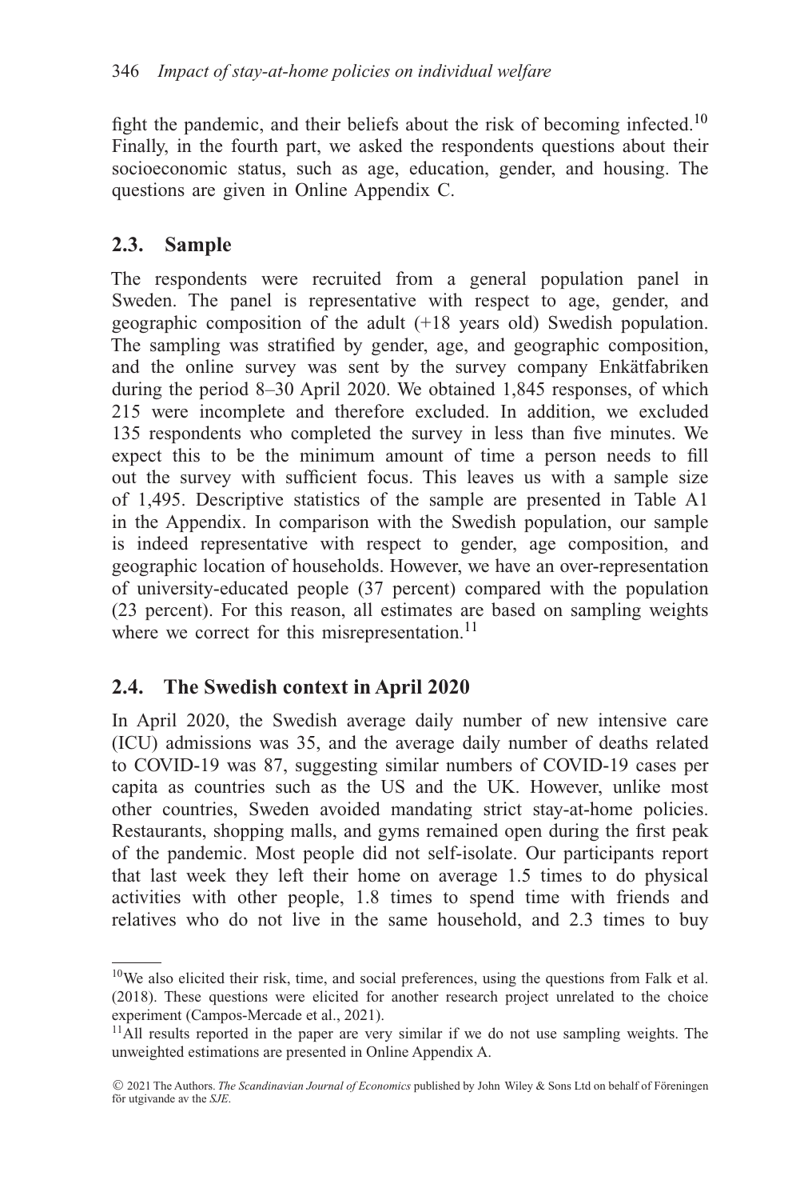fight the pandemic, and their beliefs about the risk of becoming infected.[10] Finally, in the fourth part, we asked the respondents questions about their socioeconomic status, such as age, education, gender, and housing. The questions are given in Online Appendix C.

## 2.3. Sample

The respondents were recruited from a general population panel in Sweden. The panel is representative with respect to age, gender, and geographic composition of the adult (+18 years old) Swedish population. The sampling was stratified by gender, age, and geographic composition, and the online survey was sent by the survey company Enkätfabriken during the period 8–30 April 2020. We obtained 1,845 responses, of which 215 were incomplete and therefore excluded. In addition, we excluded 135 respondents who completed the survey in less than five minutes. We expect this to be the minimum amount of time a person needs to fill out the survey with sufficient focus. This leaves us with a sample size of 1,495. Descriptive statistics of the sample are presented in Table A1 in the Appendix. In comparison with the Swedish population, our sample is indeed representative with respect to gender, age composition, and geographic location of households. However, we have an over-representation of university-educated people (37 percent) compared with the population (23 percent). For this reason, all estimates are based on sampling weights where we correct for this misrepresentation.[11]

## 2.4. The Swedish context in April 2020

In April 2020, the Swedish average daily number of new intensive care (ICU) admissions was 35, and the average daily number of deaths related to COVID-19 was 87, suggesting similar numbers of COVID-19 cases per capita as countries such as the US and the UK. However, unlike most other countries, Sweden avoided mandating strict stay-at-home policies. Restaurants, shopping malls, and gyms remained open during the first peak of the pandemic. Most people did not self-isolate. Our participants report that last week they left their home on average 1.5 times to do physical activities with other people, 1.8 times to spend time with friends and relatives who do not live in the same household, and 2.3 times to buy

---

[10] We also elicited their risk, time, and social preferences, using the questions from Falk et al. (2018). These questions were elicited for another research project unrelated to the choice experiment (Campos-Mercade et al., 2021).

[11] All results reported in the paper are very similar if we do not use sampling weights. The unweighted estimations are presented in Online Appendix A.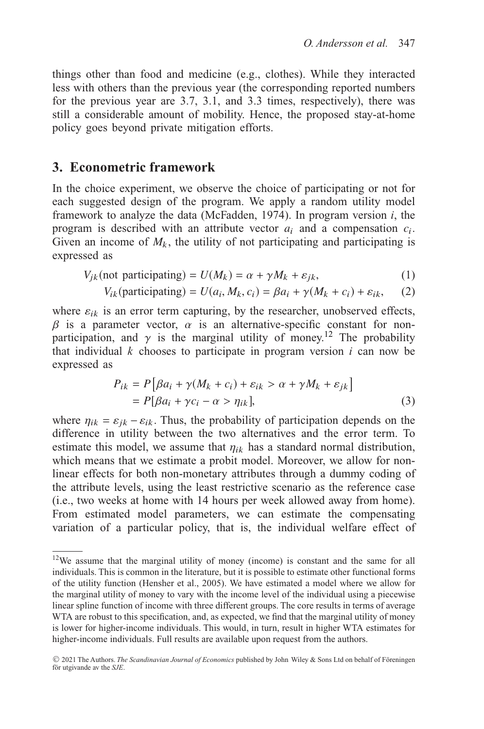things other than food and medicine (e.g., clothes). While they interacted less with others than the previous year (the corresponding reported numbers for the previous year are 3.7, 3.1, and 3.3 times, respectively), there was still a considerable amount of mobility. Hence, the proposed stay-at-home policy goes beyond private mitigation efforts.

## 3. Econometric framework

In the choice experiment, we observe the choice of participating or not for each suggested design of the program. We apply a random utility model framework to analyze the data (McFadden, 1974). In program version $i$, the program is described with an attribute vector $a_i$ and a compensation $c_i$. Given an income of $M_k$, the utility of not participating and participating is expressed as

$$V_{jk}(\text{not participating}) = U(M_k) = \alpha + \gamma M_k + \varepsilon_{jk}, \tag{1}$$

$$V_{ik}(\text{participating}) = U(a_i, M_k, c_i) = \beta a_i + \gamma(M_k + c_i) + \varepsilon_{ik}, \tag{2}$$

where $\varepsilon_{ik}$ is an error term capturing, by the researcher, unobserved effects, $\beta$ is a parameter vector, $\alpha$ is an alternative-specific constant for non-participation, and $\gamma$ is the marginal utility of money.[12] The probability that individual $k$ chooses to participate in program version $i$ can now be expressed as

$$\begin{aligned} P_{ik} &= P\left[\beta a_i + \gamma(M_k + c_i) + \varepsilon_{ik} > \alpha + \gamma M_k + \varepsilon_{jk}\right] \\ &= P[\beta a_i + \gamma c_i - \alpha > \eta_{ik}], \end{aligned} \tag{3}$$

where $\eta_{ik} = \varepsilon_{jk} - \varepsilon_{ik}$. Thus, the probability of participation depends on the difference in utility between the two alternatives and the error term. To estimate this model, we assume that $\eta_{ik}$ has a standard normal distribution, which means that we estimate a probit model. Moreover, we allow for non-linear effects for both non-monetary attributes through a dummy coding of the attribute levels, using the least restrictive scenario as the reference case (i.e., two weeks at home with 14 hours per week allowed away from home). From estimated model parameters, we can estimate the compensating variation of a particular policy, that is, the individual welfare effect of

[12] We assume that the marginal utility of money (income) is constant and the same for all individuals. This is common in the literature, but it is possible to estimate other functional forms of the utility function (Hensher et al., 2005). We have estimated a model where we allow for the marginal utility of money to vary with the income level of the individual using a piecewise linear spline function of income with three different groups. The core results in terms of average WTA are robust to this specification, and, as expected, we find that the marginal utility of money is lower for higher-income individuals. This would, in turn, result in higher WTA estimates for higher-income individuals. Full results are available upon request from the authors.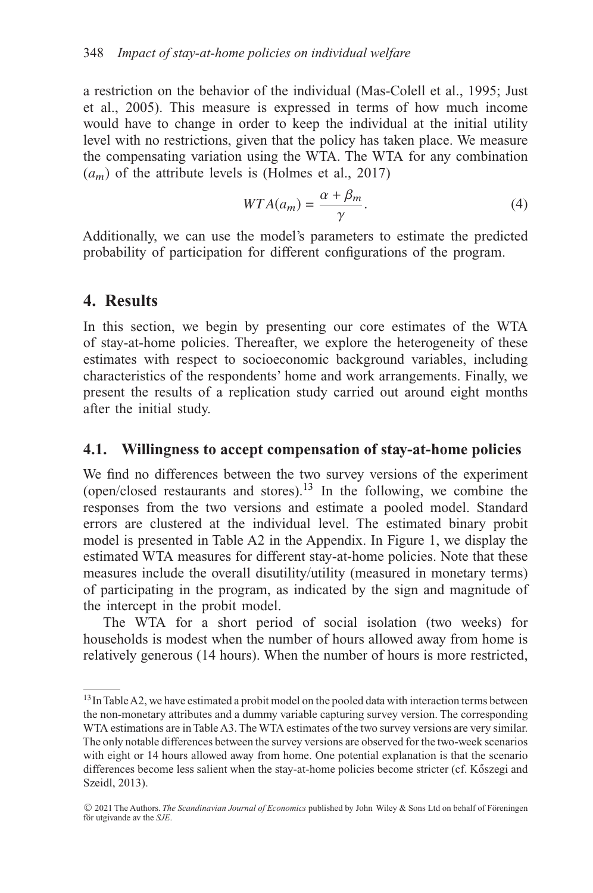a restriction on the behavior of the individual (Mas-Colell et al., 1995; Just et al., 2005). This measure is expressed in terms of how much income would have to change in order to keep the individual at the initial utility level with no restrictions, given that the policy has taken place. We measure the compensating variation using the WTA. The WTA for any combination ($a_m$) of the attribute levels is (Holmes et al., 2017)

$$WTA(a_m) = \frac{\alpha + \beta_m}{\gamma}. \tag{4}$$

Additionally, we can use the model's parameters to estimate the predicted probability of participation for different configurations of the program.

## 4. Results

In this section, we begin by presenting our core estimates of the WTA of stay-at-home policies. Thereafter, we explore the heterogeneity of these estimates with respect to socioeconomic background variables, including characteristics of the respondents' home and work arrangements. Finally, we present the results of a replication study carried out around eight months after the initial study.

### 4.1. Willingness to accept compensation of stay-at-home policies

We find no differences between the two survey versions of the experiment (open/closed restaurants and stores).[13] In the following, we combine the responses from the two versions and estimate a pooled model. Standard errors are clustered at the individual level. The estimated binary probit model is presented in Table A2 in the Appendix. In Figure 1, we display the estimated WTA measures for different stay-at-home policies. Note that these measures include the overall disutility/utility (measured in monetary terms) of participating in the program, as indicated by the sign and magnitude of the intercept in the probit model.

The WTA for a short period of social isolation (two weeks) for households is modest when the number of hours allowed away from home is relatively generous (14 hours). When the number of hours is more restricted,

[13] In Table A2, we have estimated a probit model on the pooled data with interaction terms between the non-monetary attributes and a dummy variable capturing survey version. The corresponding WTA estimations are in Table A3. The WTA estimates of the two survey versions are very similar. The only notable differences between the survey versions are observed for the two-week scenarios with eight or 14 hours allowed away from home. One potential explanation is that the scenario differences become less salient when the stay-at-home policies become stricter (cf. Kőszegi and Szeidl, 2013).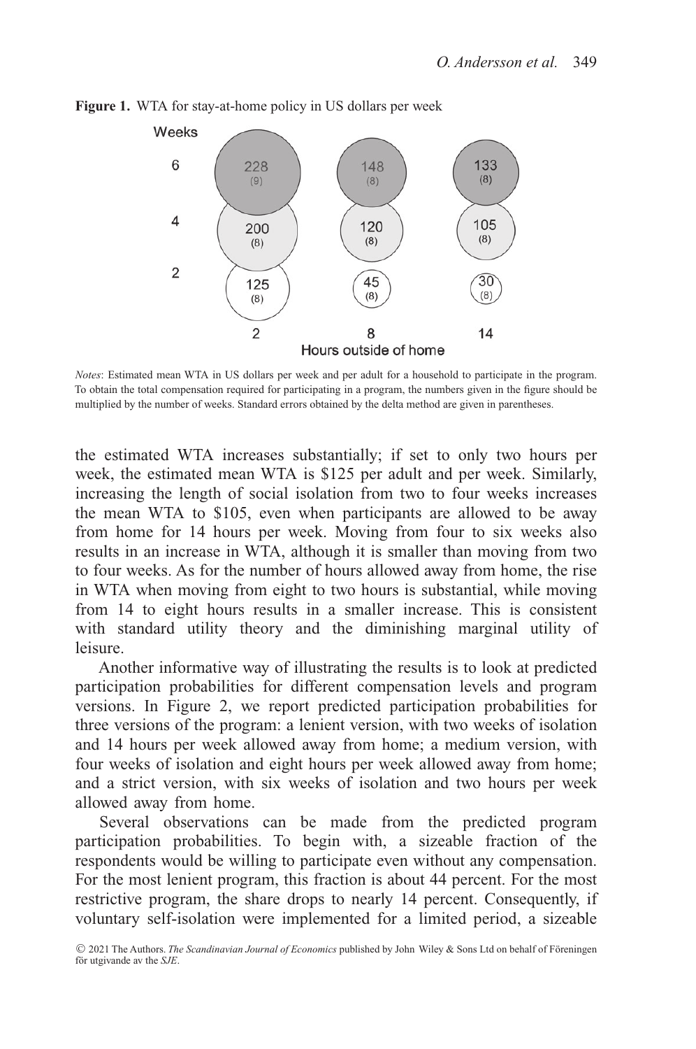**Figure 1.** WTA for stay-at-home policy in US dollars per week

Weeks

6

4

2

228 (9)

148 (8)

133 (8)

200 (8)

120 (8)

105 (8)

125 (8)

45 (8)

30 (8)

2

8

14

Hours outside of home

*Notes*: Estimated mean WTA in US dollars per week and per adult for a household to participate in the program. To obtain the total compensation required for participating in a program, the numbers given in the figure should be multiplied by the number of weeks. Standard errors obtained by the delta method are given in parentheses.

the estimated WTA increases substantially; if set to only two hours per week, the estimated mean WTA is $125 per adult and per week. Similarly, increasing the length of social isolation from two to four weeks increases the mean WTA to $105, even when participants are allowed to be away from home for 14 hours per week. Moving from four to six weeks also results in an increase in WTA, although it is smaller than moving from two to four weeks. As for the number of hours allowed away from home, the rise in WTA when moving from eight to two hours is substantial, while moving from 14 to eight hours results in a smaller increase. This is consistent with standard utility theory and the diminishing marginal utility of leisure.

Another informative way of illustrating the results is to look at predicted participation probabilities for different compensation levels and program versions. In Figure 2, we report predicted participation probabilities for three versions of the program: a lenient version, with two weeks of isolation and 14 hours per week allowed away from home; a medium version, with four weeks of isolation and eight hours per week allowed away from home; and a strict version, with six weeks of isolation and two hours per week allowed away from home.

Several observations can be made from the predicted program participation probabilities. To begin with, a sizeable fraction of the respondents would be willing to participate even without any compensation. For the most lenient program, this fraction is about 44 percent. For the most restrictive program, the share drops to nearly 14 percent. Consequently, if voluntary self-isolation were implemented for a limited period, a sizeable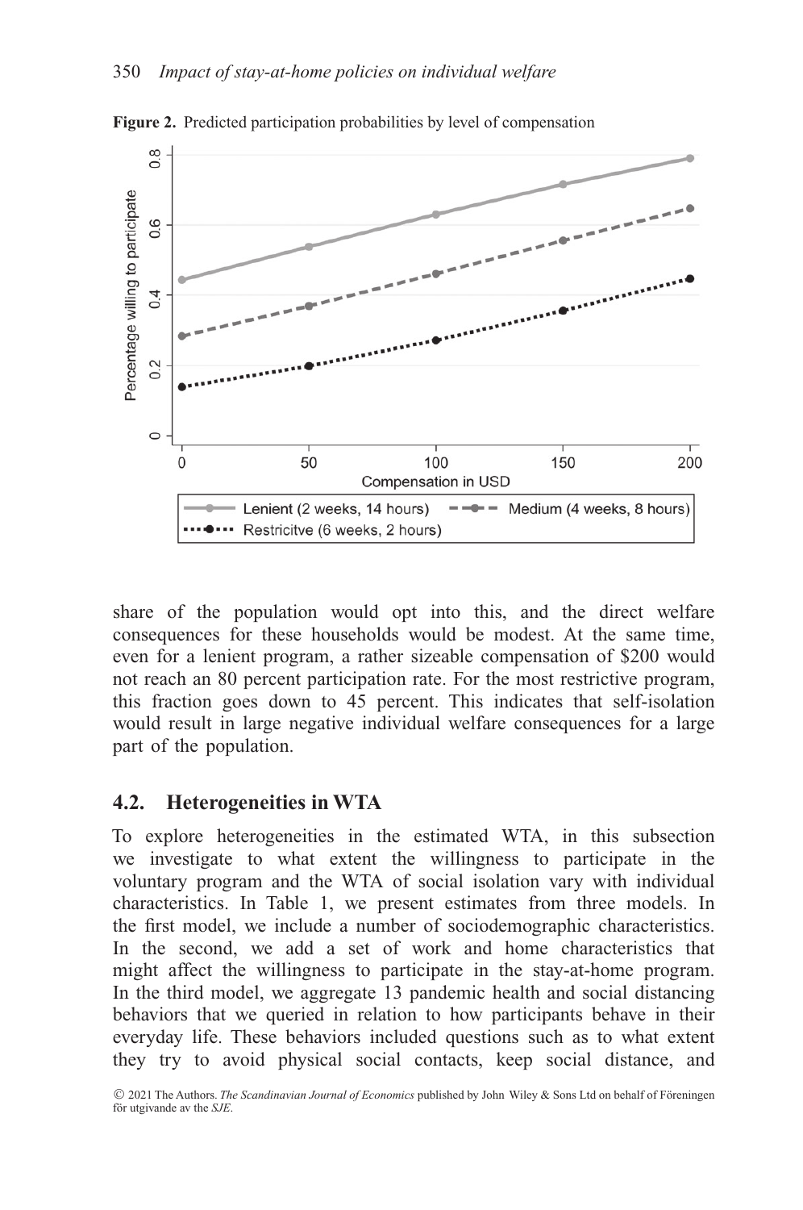**Figure 2.** Predicted participation probabilities by level of compensation

Percentage willing to participate

0.8
0.6
0.4
0.2
0

0 50 100 150 200

Compensation in USD

Lenient (2 weeks, 14 hours)
Medium (4 weeks, 8 hours)
Restricitve (6 weeks, 2 hours)

share of the population would opt into this, and the direct welfare consequences for these households would be modest. At the same time, even for a lenient program, a rather sizeable compensation of $200 would not reach an 80 percent participation rate. For the most restrictive program, this fraction goes down to 45 percent. This indicates that self-isolation would result in large negative individual welfare consequences for a large part of the population.

## 4.2. Heterogeneities in WTA

To explore heterogeneities in the estimated WTA, in this subsection we investigate to what extent the willingness to participate in the voluntary program and the WTA of social isolation vary with individual characteristics. In Table 1, we present estimates from three models. In the first model, we include a number of sociodemographic characteristics. In the second, we add a set of work and home characteristics that might affect the willingness to participate in the stay-at-home program. In the third model, we aggregate 13 pandemic health and social distancing behaviors that we queried in relation to how participants behave in their everyday life. These behaviors included questions such as to what extent they try to avoid physical social contacts, keep social distance, and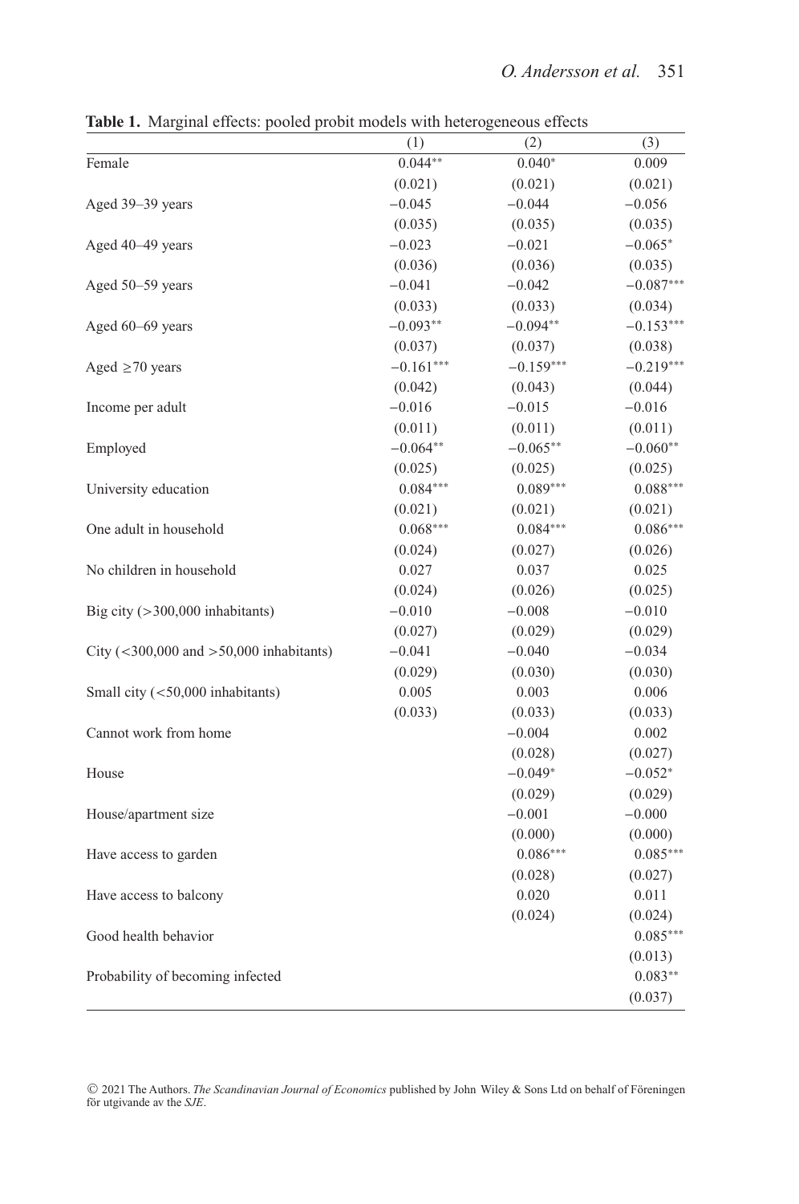**Table 1.** Marginal effects: pooled probit models with heterogeneous effects

| | (1) | (2) | (3) |
|---|---|---|---|
| Female | 0.044** | 0.040* | 0.009 |
| | (0.021) | (0.021) | (0.021) |
| Aged 39–39 years | −0.045 | −0.044 | −0.056 |
| | (0.035) | (0.035) | (0.035) |
| Aged 40–49 years | −0.023 | −0.021 | −0.065* |
| | (0.036) | (0.036) | (0.035) |
| Aged 50–59 years | −0.041 | −0.042 | −0.087*** |
| | (0.033) | (0.033) | (0.034) |
| Aged 60–69 years | −0.093** | −0.094** | −0.153*** |
| | (0.037) | (0.037) | (0.038) |
| Aged ≥70 years | −0.161*** | −0.159*** | −0.219*** |
| | (0.042) | (0.043) | (0.044) |
| Income per adult | −0.016 | −0.015 | −0.016 |
| | (0.011) | (0.011) | (0.011) |
| Employed | −0.064** | −0.065** | −0.060** |
| | (0.025) | (0.025) | (0.025) |
| University education | 0.084*** | 0.089*** | 0.088*** |
| | (0.021) | (0.021) | (0.021) |
| One adult in household | 0.068*** | 0.084*** | 0.086*** |
| | (0.024) | (0.027) | (0.026) |
| No children in household | 0.027 | 0.037 | 0.025 |
| | (0.024) | (0.026) | (0.025) |
| Big city (>300,000 inhabitants) | −0.010 | −0.008 | −0.010 |
| | (0.027) | (0.029) | (0.029) |
| City (<300,000 and >50,000 inhabitants) | −0.041 | −0.040 | −0.034 |
| | (0.029) | (0.030) | (0.030) |
| Small city (<50,000 inhabitants) | 0.005 | 0.003 | 0.006 |
| | (0.033) | (0.033) | (0.033) |
| Cannot work from home | | −0.004 | 0.002 |
| | | (0.028) | (0.027) |
| House | | −0.049* | −0.052* |
| | | (0.029) | (0.029) |
| House/apartment size | | −0.001 | −0.000 |
| | | (0.000) | (0.000) |
| Have access to garden | | 0.086*** | 0.085*** |
| | | (0.028) | (0.027) |
| Have access to balcony | | 0.020 | 0.011 |
| | | (0.024) | (0.024) |
| Good health behavior | | | 0.085*** |
| | | | (0.013) |
| Probability of becoming infected | | | 0.083** |
| | | | (0.037) |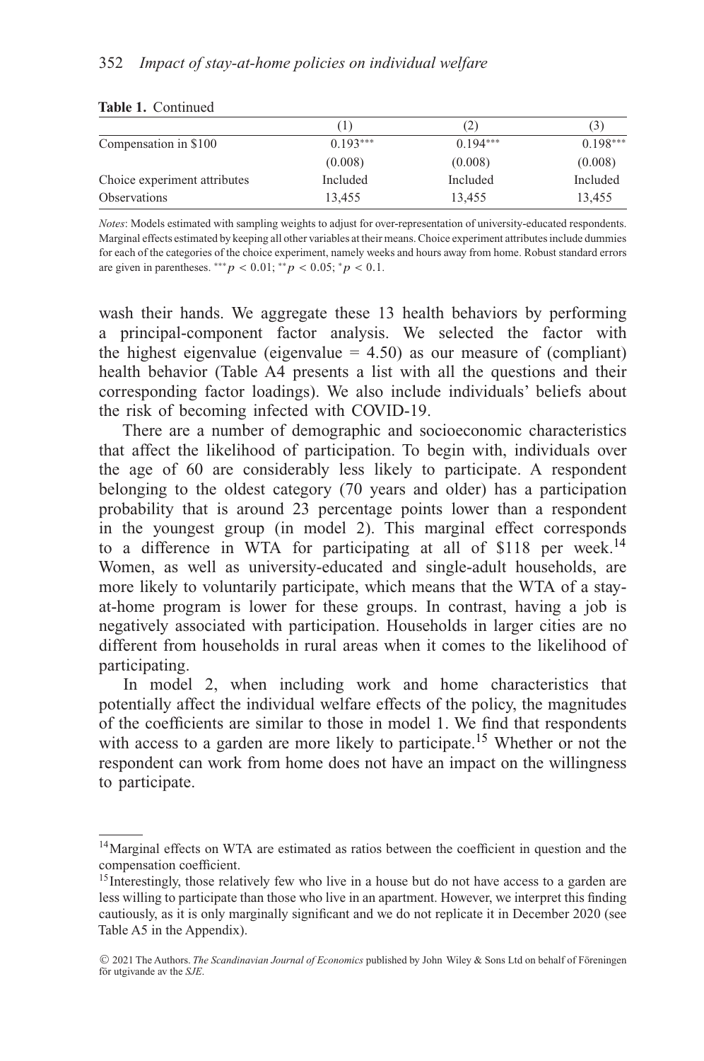**Table 1.** Continued

| | (1) | (2) | (3) |
|---|---|---|---|
| Compensation in \$100 | 0.193*** | 0.194*** | 0.198*** |
| | (0.008) | (0.008) | (0.008) |
| Choice experiment attributes | Included | Included | Included |
| Observations | 13,455 | 13,455 | 13,455 |

*Notes*: Models estimated with sampling weights to adjust for over-representation of university-educated respondents. Marginal effects estimated by keeping all other variables at their means. Choice experiment attributes include dummies for each of the categories of the choice experiment, namely weeks and hours away from home. Robust standard errors are given in parentheses. $^{***}p < 0.01$; $^{**}p < 0.05$; $^{*}p < 0.1$.

wash their hands. We aggregate these 13 health behaviors by performing a principal-component factor analysis. We selected the factor with the highest eigenvalue (eigenvalue = 4.50) as our measure of (compliant) health behavior (Table A4 presents a list with all the questions and their corresponding factor loadings). We also include individuals' beliefs about the risk of becoming infected with COVID-19.

There are a number of demographic and socioeconomic characteristics that affect the likelihood of participation. To begin with, individuals over the age of 60 are considerably less likely to participate. A respondent belonging to the oldest category (70 years and older) has a participation probability that is around 23 percentage points lower than a respondent in the youngest group (in model 2). This marginal effect corresponds to a difference in WTA for participating at all of \$118 per week.[14] Women, as well as university-educated and single-adult households, are more likely to voluntarily participate, which means that the WTA of a stay-at-home program is lower for these groups. In contrast, having a job is negatively associated with participation. Households in larger cities are no different from households in rural areas when it comes to the likelihood of participating.

In model 2, when including work and home characteristics that potentially affect the individual welfare effects of the policy, the magnitudes of the coefficients are similar to those in model 1. We find that respondents with access to a garden are more likely to participate.[15] Whether or not the respondent can work from home does not have an impact on the willingness to participate.

[14] Marginal effects on WTA are estimated as ratios between the coefficient in question and the compensation coefficient.

[15] Interestingly, those relatively few who live in a house but do not have access to a garden are less willing to participate than those who live in an apartment. However, we interpret this finding cautiously, as it is only marginally significant and we do not replicate it in December 2020 (see Table A5 in the Appendix).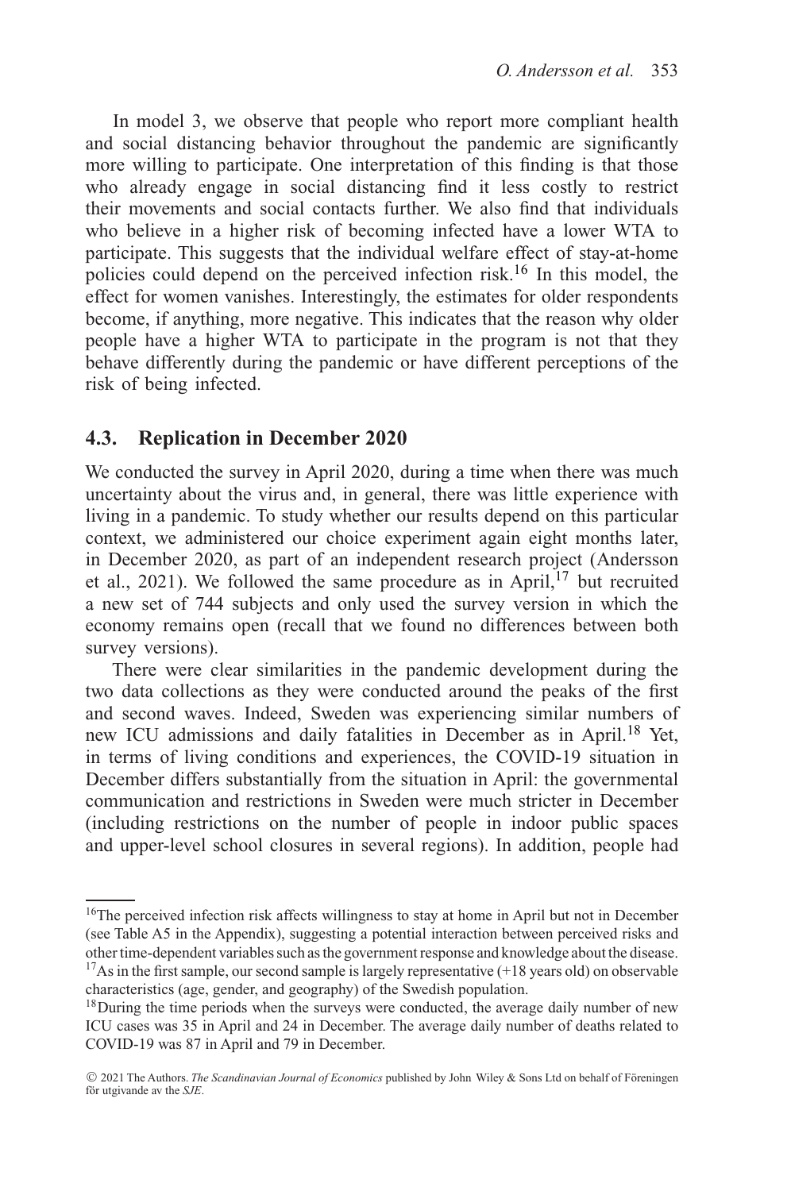In model 3, we observe that people who report more compliant health and social distancing behavior throughout the pandemic are significantly more willing to participate. One interpretation of this finding is that those who already engage in social distancing find it less costly to restrict their movements and social contacts further. We also find that individuals who believe in a higher risk of becoming infected have a lower WTA to participate. This suggests that the individual welfare effect of stay-at-home policies could depend on the perceived infection risk.[16] In this model, the effect for women vanishes. Interestingly, the estimates for older respondents become, if anything, more negative. This indicates that the reason why older people have a higher WTA to participate in the program is not that they behave differently during the pandemic or have different perceptions of the risk of being infected.

## 4.3. Replication in December 2020

We conducted the survey in April 2020, during a time when there was much uncertainty about the virus and, in general, there was little experience with living in a pandemic. To study whether our results depend on this particular context, we administered our choice experiment again eight months later, in December 2020, as part of an independent research project (Andersson et al., 2021). We followed the same procedure as in April,[17] but recruited a new set of 744 subjects and only used the survey version in which the economy remains open (recall that we found no differences between both survey versions).

There were clear similarities in the pandemic development during the two data collections as they were conducted around the peaks of the first and second waves. Indeed, Sweden was experiencing similar numbers of new ICU admissions and daily fatalities in December as in April.[18] Yet, in terms of living conditions and experiences, the COVID-19 situation in December differs substantially from the situation in April: the governmental communication and restrictions in Sweden were much stricter in December (including restrictions on the number of people in indoor public spaces and upper-level school closures in several regions). In addition, people had

---

[16] The perceived infection risk affects willingness to stay at home in April but not in December (see Table A5 in the Appendix), suggesting a potential interaction between perceived risks and other time-dependent variables such as the government response and knowledge about the disease.

[17] As in the first sample, our second sample is largely representative (+18 years old) on observable characteristics (age, gender, and geography) of the Swedish population.

[18] During the time periods when the surveys were conducted, the average daily number of new ICU cases was 35 in April and 24 in December. The average daily number of deaths related to COVID-19 was 87 in April and 79 in December.

© 2021 The Authors. *The Scandinavian Journal of Economics* published by John Wiley & Sons Ltd on behalf of Föreningen för utgivande av the *SJE*.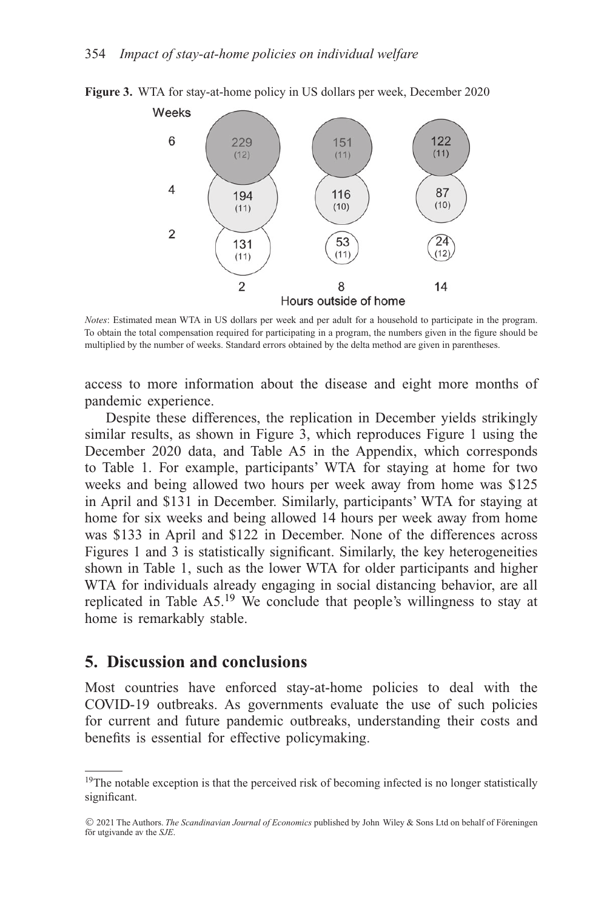**Figure 3.** WTA for stay-at-home policy in US dollars per week, December 2020

Weeks

6

4

2

229
(12)

151
(11)

122
(11)

194
(11)

116
(10)

87
(10)

131
(11)

53
(11)

24
(12)

2 8 14

Hours outside of home

*Notes*: Estimated mean WTA in US dollars per week and per adult for a household to participate in the program. To obtain the total compensation required for participating in a program, the numbers given in the figure should be multiplied by the number of weeks. Standard errors obtained by the delta method are given in parentheses.

access to more information about the disease and eight more months of pandemic experience.

Despite these differences, the replication in December yields strikingly similar results, as shown in Figure 3, which reproduces Figure 1 using the December 2020 data, and Table A5 in the Appendix, which corresponds to Table 1. For example, participants' WTA for staying at home for two weeks and being allowed two hours per week away from home was \$125 in April and \$131 in December. Similarly, participants' WTA for staying at home for six weeks and being allowed 14 hours per week away from home was \$133 in April and \$122 in December. None of the differences across Figures 1 and 3 is statistically significant. Similarly, the key heterogeneities shown in Table 1, such as the lower WTA for older participants and higher WTA for individuals already engaging in social distancing behavior, are all replicated in Table A5.[19] We conclude that people's willingness to stay at home is remarkably stable.

## 5. Discussion and conclusions

Most countries have enforced stay-at-home policies to deal with the COVID-19 outbreaks. As governments evaluate the use of such policies for current and future pandemic outbreaks, understanding their costs and benefits is essential for effective policymaking.

[19]The notable exception is that the perceived risk of becoming infected is no longer statistically significant.

© 2021 The Authors. *The Scandinavian Journal of Economics* published by John Wiley & Sons Ltd on behalf of Föreningen för utgivande av the *SJE*.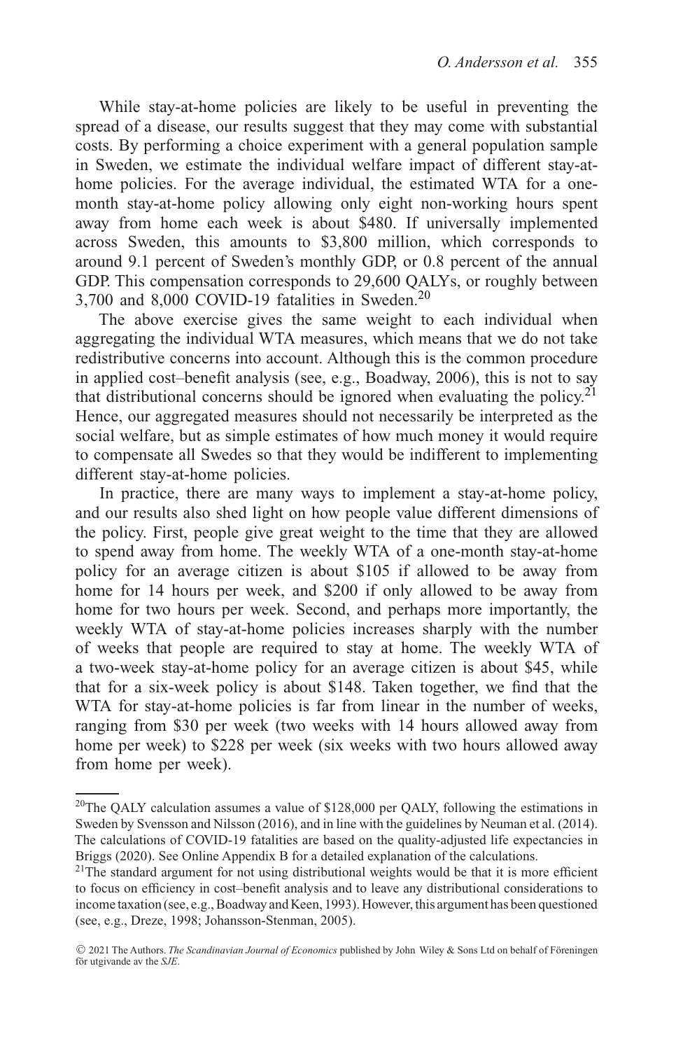While stay-at-home policies are likely to be useful in preventing the spread of a disease, our results suggest that they may come with substantial costs. By performing a choice experiment with a general population sample in Sweden, we estimate the individual welfare impact of different stay-at-home policies. For the average individual, the estimated WTA for a one-month stay-at-home policy allowing only eight non-working hours spent away from home each week is about $480. If universally implemented across Sweden, this amounts to $3,800 million, which corresponds to around 9.1 percent of Sweden's monthly GDP, or 0.8 percent of the annual GDP. This compensation corresponds to 29,600 QALYs, or roughly between 3,700 and 8,000 COVID-19 fatalities in Sweden.[20]

The above exercise gives the same weight to each individual when aggregating the individual WTA measures, which means that we do not take redistributive concerns into account. Although this is the common procedure in applied cost–benefit analysis (see, e.g., Boadway, 2006), this is not to say that distributional concerns should be ignored when evaluating the policy.[21] Hence, our aggregated measures should not necessarily be interpreted as the social welfare, but as simple estimates of how much money it would require to compensate all Swedes so that they would be indifferent to implementing different stay-at-home policies.

In practice, there are many ways to implement a stay-at-home policy, and our results also shed light on how people value different dimensions of the policy. First, people give great weight to the time that they are allowed to spend away from home. The weekly WTA of a one-month stay-at-home policy for an average citizen is about $105 if allowed to be away from home for 14 hours per week, and $200 if only allowed to be away from home for two hours per week. Second, and perhaps more importantly, the weekly WTA of stay-at-home policies increases sharply with the number of weeks that people are required to stay at home. The weekly WTA of a two-week stay-at-home policy for an average citizen is about $45, while that for a six-week policy is about $148. Taken together, we find that the WTA for stay-at-home policies is far from linear in the number of weeks, ranging from $30 per week (two weeks with 14 hours allowed away from home per week) to $228 per week (six weeks with two hours allowed away from home per week).

[20]The QALY calculation assumes a value of $128,000 per QALY, following the estimations in Sweden by Svensson and Nilsson (2016), and in line with the guidelines by Neuman et al. (2014). The calculations of COVID-19 fatalities are based on the quality-adjusted life expectancies in Briggs (2020). See Online Appendix B for a detailed explanation of the calculations.

[21]The standard argument for not using distributional weights would be that it is more efficient to focus on efficiency in cost–benefit analysis and to leave any distributional considerations to income taxation (see, e.g., Boadway and Keen, 1993). However, this argument has been questioned (see, e.g., Dreze, 1998; Johansson-Stenman, 2005).

© 2021 The Authors. *The Scandinavian Journal of Economics* published by John Wiley & Sons Ltd on behalf of Föreningen för utgivande av the *SJE*.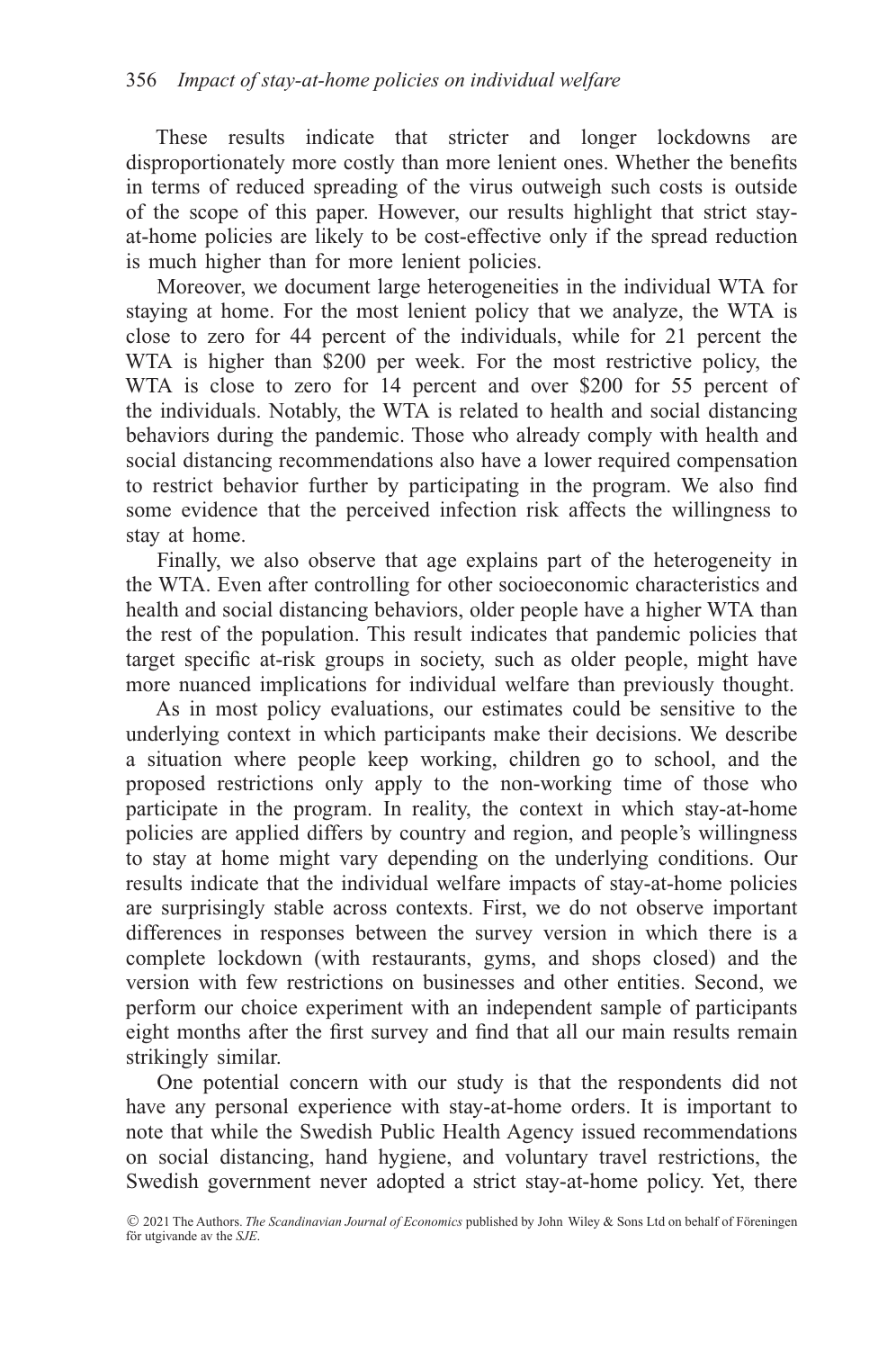These results indicate that stricter and longer lockdowns are disproportionately more costly than more lenient ones. Whether the benefits in terms of reduced spreading of the virus outweigh such costs is outside of the scope of this paper. However, our results highlight that strict stay-at-home policies are likely to be cost-effective only if the spread reduction is much higher than for more lenient policies.

Moreover, we document large heterogeneities in the individual WTA for staying at home. For the most lenient policy that we analyze, the WTA is close to zero for 44 percent of the individuals, while for 21 percent the WTA is higher than \$200 per week. For the most restrictive policy, the WTA is close to zero for 14 percent and over \$200 for 55 percent of the individuals. Notably, the WTA is related to health and social distancing behaviors during the pandemic. Those who already comply with health and social distancing recommendations also have a lower required compensation to restrict behavior further by participating in the program. We also find some evidence that the perceived infection risk affects the willingness to stay at home.

Finally, we also observe that age explains part of the heterogeneity in the WTA. Even after controlling for other socioeconomic characteristics and health and social distancing behaviors, older people have a higher WTA than the rest of the population. This result indicates that pandemic policies that target specific at-risk groups in society, such as older people, might have more nuanced implications for individual welfare than previously thought.

As in most policy evaluations, our estimates could be sensitive to the underlying context in which participants make their decisions. We describe a situation where people keep working, children go to school, and the proposed restrictions only apply to the non-working time of those who participate in the program. In reality, the context in which stay-at-home policies are applied differs by country and region, and people's willingness to stay at home might vary depending on the underlying conditions. Our results indicate that the individual welfare impacts of stay-at-home policies are surprisingly stable across contexts. First, we do not observe important differences in responses between the survey version in which there is a complete lockdown (with restaurants, gyms, and shops closed) and the version with few restrictions on businesses and other entities. Second, we perform our choice experiment with an independent sample of participants eight months after the first survey and find that all our main results remain strikingly similar.

One potential concern with our study is that the respondents did not have any personal experience with stay-at-home orders. It is important to note that while the Swedish Public Health Agency issued recommendations on social distancing, hand hygiene, and voluntary travel restrictions, the Swedish government never adopted a strict stay-at-home policy. Yet, there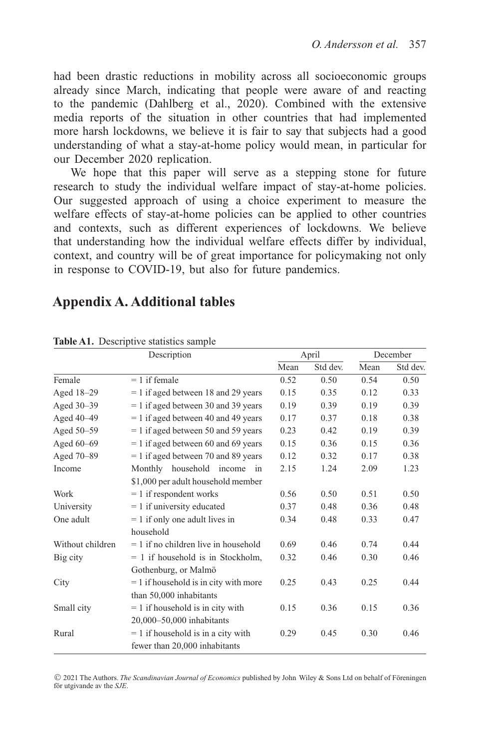had been drastic reductions in mobility across all socioeconomic groups already since March, indicating that people were aware of and reacting to the pandemic (Dahlberg et al., 2020). Combined with the extensive media reports of the situation in other countries that had implemented more harsh lockdowns, we believe it is fair to say that subjects had a good understanding of what a stay-at-home policy would mean, in particular for our December 2020 replication.

We hope that this paper will serve as a stepping stone for future research to study the individual welfare impact of stay-at-home policies. Our suggested approach of using a choice experiment to measure the welfare effects of stay-at-home policies can be applied to other countries and contexts, such as different experiences of lockdowns. We believe that understanding how the individual welfare effects differ by individual, context, and country will be of great importance for policymaking not only in response to COVID-19, but also for future pandemics.

## Appendix A. Additional tables

**Table A1.** Descriptive statistics sample

| Description | | April | | December | |
|---|---|---|---|---|---|
| | | Mean | Std dev. | Mean | Std dev. |
| Female | = 1 if female | 0.52 | 0.50 | 0.54 | 0.50 |
| Aged 18–29 | = 1 if aged between 18 and 29 years | 0.15 | 0.35 | 0.12 | 0.33 |
| Aged 30–39 | = 1 if aged between 30 and 39 years | 0.19 | 0.39 | 0.19 | 0.39 |
| Aged 40–49 | = 1 if aged between 40 and 49 years | 0.17 | 0.37 | 0.18 | 0.38 |
| Aged 50–59 | = 1 if aged between 50 and 59 years | 0.23 | 0.42 | 0.19 | 0.39 |
| Aged 60–69 | = 1 if aged between 60 and 69 years | 0.15 | 0.36 | 0.15 | 0.36 |
| Aged 70–89 | = 1 if aged between 70 and 89 years | 0.12 | 0.32 | 0.17 | 0.38 |
| Income | Monthly household income in \$1,000 per adult household member | 2.15 | 1.24 | 2.09 | 1.23 |
| Work | = 1 if respondent works | 0.56 | 0.50 | 0.51 | 0.50 |
| University | = 1 if university educated | 0.37 | 0.48 | 0.36 | 0.48 |
| One adult | = 1 if only one adult lives in household | 0.34 | 0.48 | 0.33 | 0.47 |
| Without children | = 1 if no children live in household | 0.69 | 0.46 | 0.74 | 0.44 |
| Big city | = 1 if household is in Stockholm, Gothenburg, or Malmö | 0.32 | 0.46 | 0.30 | 0.46 |
| City | = 1 if household is in city with more than 50,000 inhabitants | 0.25 | 0.43 | 0.25 | 0.44 |
| Small city | = 1 if household is in city with 20,000–50,000 inhabitants | 0.15 | 0.36 | 0.15 | 0.36 |
| Rural | = 1 if household is in a city with fewer than 20,000 inhabitants | 0.29 | 0.45 | 0.30 | 0.46 |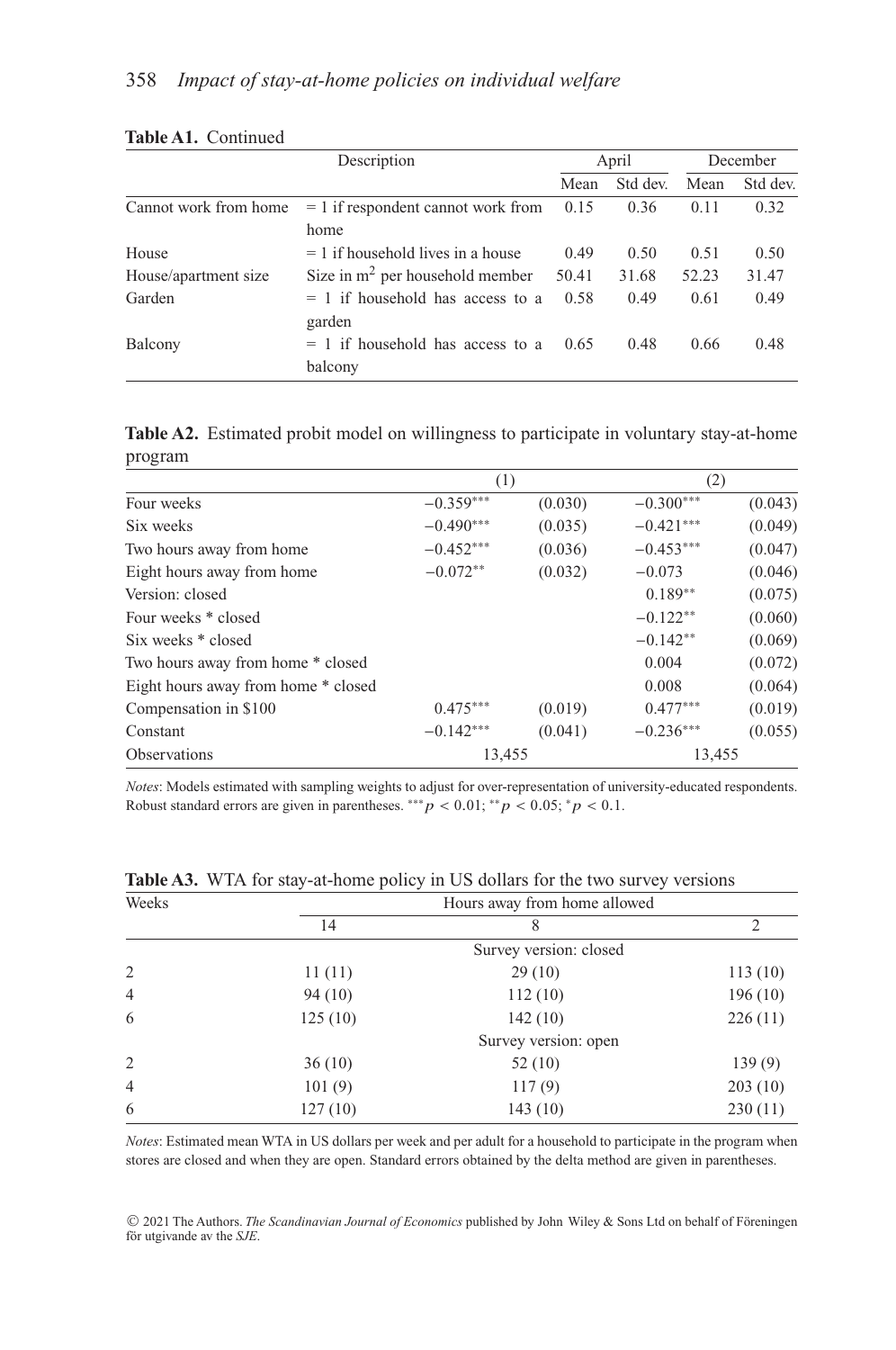**Table A1.** Continued

| | Description | April | | December | |
|---|---|---|---|---|---|
| | | Mean | Std dev. | Mean | Std dev. |
| Cannot work from home | = 1 if respondent cannot work from home | 0.15 | 0.36 | 0.11 | 0.32 |
| House | = 1 if household lives in a house | 0.49 | 0.50 | 0.51 | 0.50 |
| House/apartment size | Size in m$^2$ per household member | 50.41 | 31.68 | 52.23 | 31.47 |
| Garden | = 1 if household has access to a garden | 0.58 | 0.49 | 0.61 | 0.49 |
| Balcony | = 1 if household has access to a balcony | 0.65 | 0.48 | 0.66 | 0.48 |

**Table A2.** Estimated probit model on willingness to participate in voluntary stay-at-home program

| | (1) | | (2) | |
|---|---|---|---|---|
| Four weeks | $-0.359^{***}$ | (0.030) | $-0.300^{***}$ | (0.043) |
| Six weeks | $-0.490^{***}$ | (0.035) | $-0.421^{***}$ | (0.049) |
| Two hours away from home | $-0.452^{***}$ | (0.036) | $-0.453^{***}$ | (0.047) |
| Eight hours away from home | $-0.072^{**}$ | (0.032) | $-0.073$ | (0.046) |
| Version: closed | | | $0.189^{**}$ | (0.075) |
| Four weeks * closed | | | $-0.122^{**}$ | (0.060) |
| Six weeks * closed | | | $-0.142^{**}$ | (0.069) |
| Two hours away from home * closed | | | 0.004 | (0.072) |
| Eight hours away from home * closed | | | 0.008 | (0.064) |
| Compensation in $100 | $0.475^{***}$ | (0.019) | $0.477^{***}$ | (0.019) |
| Constant | $-0.142^{***}$ | (0.041) | $-0.236^{***}$ | (0.055) |
| Observations | 13,455 | | 13,455 | |

*Notes*: Models estimated with sampling weights to adjust for over-representation of university-educated respondents. Robust standard errors are given in parentheses. $^{***}p < 0.01$; $^{**}p < 0.05$; $^{*}p < 0.1$.

**Table A3.** WTA for stay-at-home policy in US dollars for the two survey versions

| Weeks | Hours away from home allowed | | |
|---|---|---|---|
| | 14 | 8 | 2 |
| | | Survey version: closed | |
| 2 | 11 (11) | 29 (10) | 113 (10) |
| 4 | 94 (10) | 112 (10) | 196 (10) |
| 6 | 125 (10) | 142 (10) | 226 (11) |
| | | Survey version: open | |
| 2 | 36 (10) | 52 (10) | 139 (9) |
| 4 | 101 (9) | 117 (9) | 203 (10) |
| 6 | 127 (10) | 143 (10) | 230 (11) |

*Notes*: Estimated mean WTA in US dollars per week and per adult for a household to participate in the program when stores are closed and when they are open. Standard errors obtained by the delta method are given in parentheses.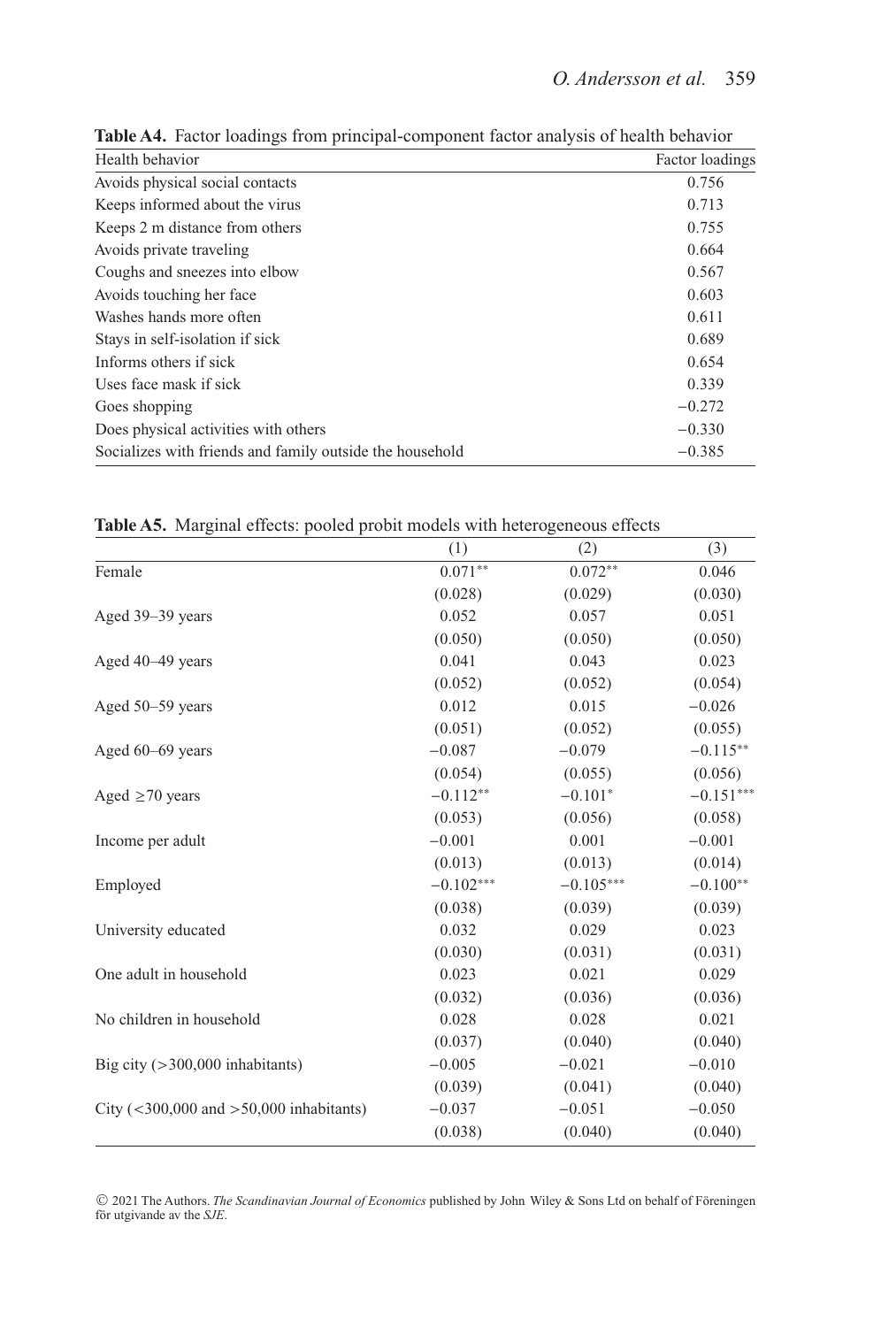**Table A4.** Factor loadings from principal-component factor analysis of health behavior

| Health behavior | Factor loadings |
|---|---|
| Avoids physical social contacts | 0.756 |
| Keeps informed about the virus | 0.713 |
| Keeps 2 m distance from others | 0.755 |
| Avoids private traveling | 0.664 |
| Coughs and sneezes into elbow | 0.567 |
| Avoids touching her face | 0.603 |
| Washes hands more often | 0.611 |
| Stays in self-isolation if sick | 0.689 |
| Informs others if sick | 0.654 |
| Uses face mask if sick | 0.339 |
| Goes shopping | −0.272 |
| Does physical activities with others | −0.330 |
| Socializes with friends and family outside the household | −0.385 |

**Table A5.** Marginal effects: pooled probit models with heterogeneous effects

| | (1) | (2) | (3) |
|---|---|---|---|
| Female | 0.071** | 0.072** | 0.046 |
| | (0.028) | (0.029) | (0.030) |
| Aged 39–39 years | 0.052 | 0.057 | 0.051 |
| | (0.050) | (0.050) | (0.050) |
| Aged 40–49 years | 0.041 | 0.043 | 0.023 |
| | (0.052) | (0.052) | (0.054) |
| Aged 50–59 years | 0.012 | 0.015 | −0.026 |
| | (0.051) | (0.052) | (0.055) |
| Aged 60–69 years | −0.087 | −0.079 | −0.115** |
| | (0.054) | (0.055) | (0.056) |
| Aged ≥70 years | −0.112** | −0.101* | −0.151*** |
| | (0.053) | (0.056) | (0.058) |
| Income per adult | −0.001 | 0.001 | −0.001 |
| | (0.013) | (0.013) | (0.014) |
| Employed | −0.102*** | −0.105*** | −0.100** |
| | (0.038) | (0.039) | (0.039) |
| University educated | 0.032 | 0.029 | 0.023 |
| | (0.030) | (0.031) | (0.031) |
| One adult in household | 0.023 | 0.021 | 0.029 |
| | (0.032) | (0.036) | (0.036) |
| No children in household | 0.028 | 0.028 | 0.021 |
| | (0.037) | (0.040) | (0.040) |
| Big city (>300,000 inhabitants) | −0.005 | −0.021 | −0.010 |
| | (0.039) | (0.041) | (0.040) |
| City (<300,000 and >50,000 inhabitants) | −0.037 | −0.051 | −0.050 |
| | (0.038) | (0.040) | (0.040) |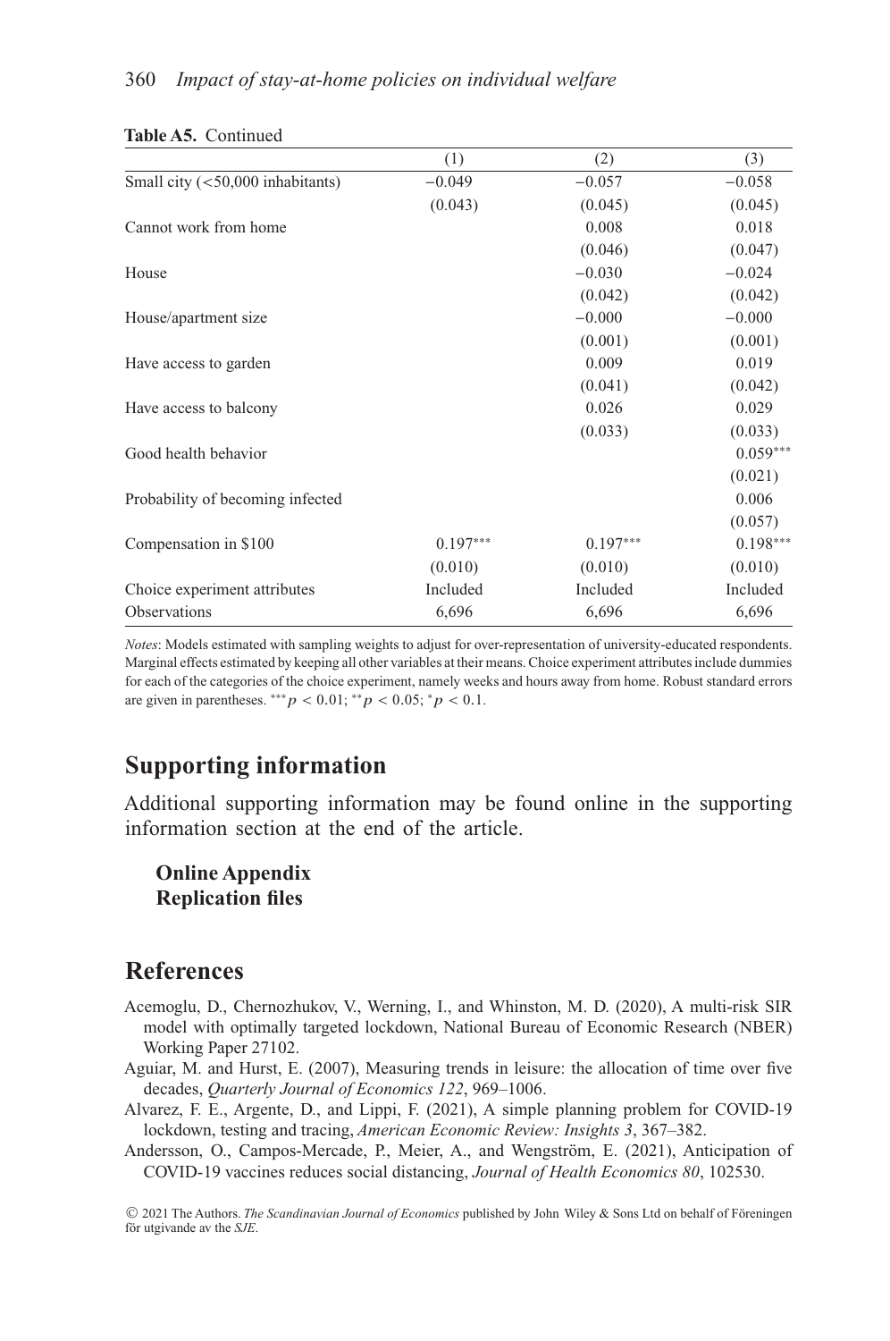**Table A5.** Continued

| | (1) | (2) | (3) |
|---|---|---|---|
| Small city (<50,000 inhabitants) | −0.049 | −0.057 | −0.058 |
| | (0.043) | (0.045) | (0.045) |
| Cannot work from home | | 0.008 | 0.018 |
| | | (0.046) | (0.047) |
| House | | −0.030 | −0.024 |
| | | (0.042) | (0.042) |
| House/apartment size | | −0.000 | −0.000 |
| | | (0.001) | (0.001) |
| Have access to garden | | 0.009 | 0.019 |
| | | (0.041) | (0.042) |
| Have access to balcony | | 0.026 | 0.029 |
| | | (0.033) | (0.033) |
| Good health behavior | | | 0.059*** |
| | | | (0.021) |
| Probability of becoming infected | | | 0.006 |
| | | | (0.057) |
| Compensation in $100 | 0.197*** | 0.197*** | 0.198*** |
| | (0.010) | (0.010) | (0.010) |
| Choice experiment attributes | Included | Included | Included |
| Observations | 6,696 | 6,696 | 6,696 |

*Notes*: Models estimated with sampling weights to adjust for over-representation of university-educated respondents. Marginal effects estimated by keeping all other variables at their means. Choice experiment attributes include dummies for each of the categories of the choice experiment, namely weeks and hours away from home. Robust standard errors are given in parentheses. $^{***}p < 0.01$; $^{**}p < 0.05$; $^{*}p < 0.1$.

## Supporting information

Additional supporting information may be found online in the supporting information section at the end of the article.

**Online Appendix**
**Replication files**

## References

Acemoglu, D., Chernozhukov, V., Werning, I., and Whinston, M. D. (2020), A multi-risk SIR model with optimally targeted lockdown, National Bureau of Economic Research (NBER) Working Paper 27102.

Aguiar, M. and Hurst, E. (2007), Measuring trends in leisure: the allocation of time over five decades, *Quarterly Journal of Economics 122*, 969–1006.

Alvarez, F. E., Argente, D., and Lippi, F. (2021), A simple planning problem for COVID-19 lockdown, testing and tracing, *American Economic Review: Insights 3*, 367–382.

Andersson, O., Campos-Mercade, P., Meier, A., and Wengström, E. (2021), Anticipation of COVID-19 vaccines reduces social distancing, *Journal of Health Economics 80*, 102530.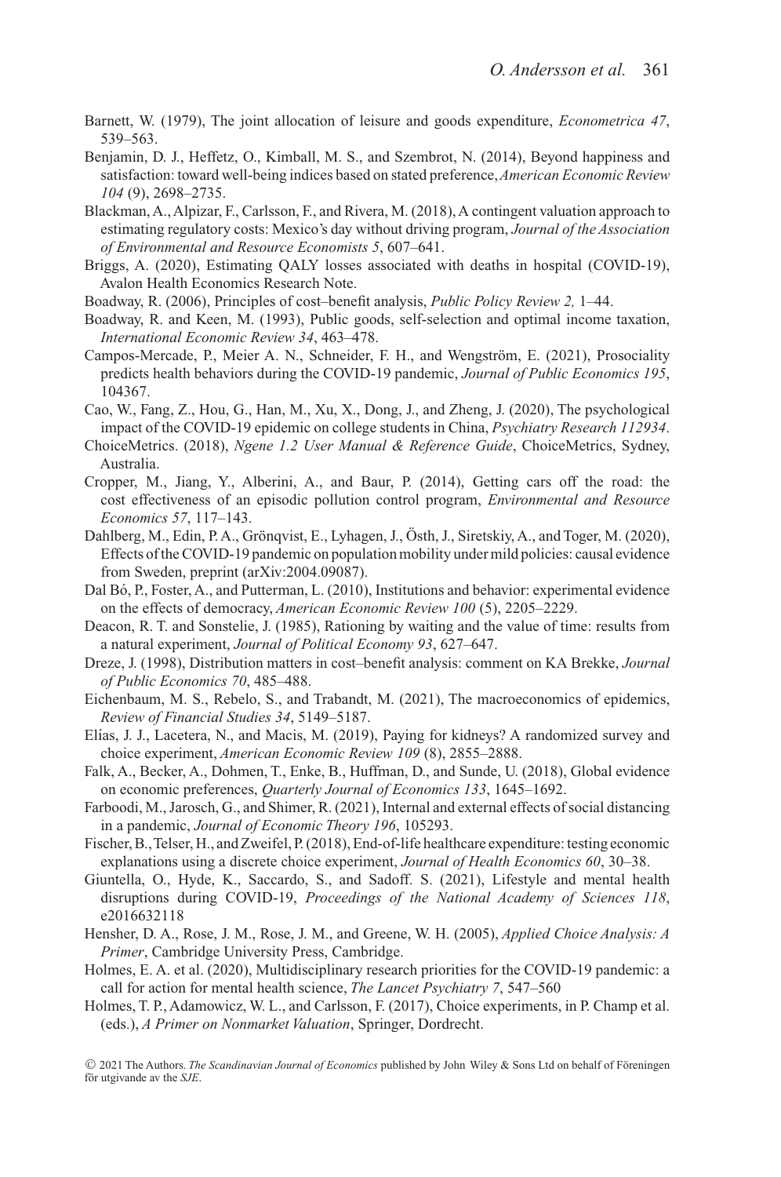Barnett, W. (1979), The joint allocation of leisure and goods expenditure, *Econometrica 47*, 539–563.

Benjamin, D. J., Heffetz, O., Kimball, M. S., and Szembrot, N. (2014), Beyond happiness and satisfaction: toward well-being indices based on stated preference, *American Economic Review 104* (9), 2698–2735.

Blackman, A., Alpizar, F., Carlsson, F., and Rivera, M. (2018), A contingent valuation approach to estimating regulatory costs: Mexico's day without driving program, *Journal of the Association of Environmental and Resource Economists 5*, 607–641.

Briggs, A. (2020), Estimating QALY losses associated with deaths in hospital (COVID-19), Avalon Health Economics Research Note.

Boadway, R. (2006), Principles of cost–benefit analysis, *Public Policy Review 2,* 1–44.

Boadway, R. and Keen, M. (1993), Public goods, self-selection and optimal income taxation, *International Economic Review 34*, 463–478.

Campos-Mercade, P., Meier A. N., Schneider, F. H., and Wengström, E. (2021), Prosociality predicts health behaviors during the COVID-19 pandemic, *Journal of Public Economics 195*, 104367.

Cao, W., Fang, Z., Hou, G., Han, M., Xu, X., Dong, J., and Zheng, J. (2020), The psychological impact of the COVID-19 epidemic on college students in China, *Psychiatry Research 112934*.

ChoiceMetrics. (2018), *Ngene 1.2 User Manual & Reference Guide*, ChoiceMetrics, Sydney, Australia.

Cropper, M., Jiang, Y., Alberini, A., and Baur, P. (2014), Getting cars off the road: the cost effectiveness of an episodic pollution control program, *Environmental and Resource Economics 57*, 117–143.

Dahlberg, M., Edin, P. A., Grönqvist, E., Lyhagen, J., Östh, J., Siretskiy, A., and Toger, M. (2020), Effects of the COVID-19 pandemic on population mobility under mild policies: causal evidence from Sweden, preprint (arXiv:2004.09087).

Dal Bó, P., Foster, A., and Putterman, L. (2010), Institutions and behavior: experimental evidence on the effects of democracy, *American Economic Review 100* (5), 2205–2229.

Deacon, R. T. and Sonstelie, J. (1985), Rationing by waiting and the value of time: results from a natural experiment, *Journal of Political Economy 93*, 627–647.

Dreze, J. (1998), Distribution matters in cost–benefit analysis: comment on KA Brekke, *Journal of Public Economics 70*, 485–488.

Eichenbaum, M. S., Rebelo, S., and Trabandt, M. (2021), The macroeconomics of epidemics, *Review of Financial Studies 34*, 5149–5187.

Elías, J. J., Lacetera, N., and Macis, M. (2019), Paying for kidneys? A randomized survey and choice experiment, *American Economic Review 109* (8), 2855–2888.

Falk, A., Becker, A., Dohmen, T., Enke, B., Huffman, D., and Sunde, U. (2018), Global evidence on economic preferences, *Quarterly Journal of Economics 133*, 1645–1692.

Farboodi, M., Jarosch, G., and Shimer, R. (2021), Internal and external effects of social distancing in a pandemic, *Journal of Economic Theory 196*, 105293.

Fischer, B., Telser, H., and Zweifel, P. (2018), End-of-life healthcare expenditure: testing economic explanations using a discrete choice experiment, *Journal of Health Economics 60*, 30–38.

Giuntella, O., Hyde, K., Saccardo, S., and Sadoff. S. (2021), Lifestyle and mental health disruptions during COVID-19, *Proceedings of the National Academy of Sciences 118*, e2016632118

Hensher, D. A., Rose, J. M., Rose, J. M., and Greene, W. H. (2005), *Applied Choice Analysis: A Primer*, Cambridge University Press, Cambridge.

Holmes, E. A. et al. (2020), Multidisciplinary research priorities for the COVID-19 pandemic: a call for action for mental health science, *The Lancet Psychiatry 7*, 547–560

Holmes, T. P., Adamowicz, W. L., and Carlsson, F. (2017), Choice experiments, in P. Champ et al. (eds.), *A Primer on Nonmarket Valuation*, Springer, Dordrecht.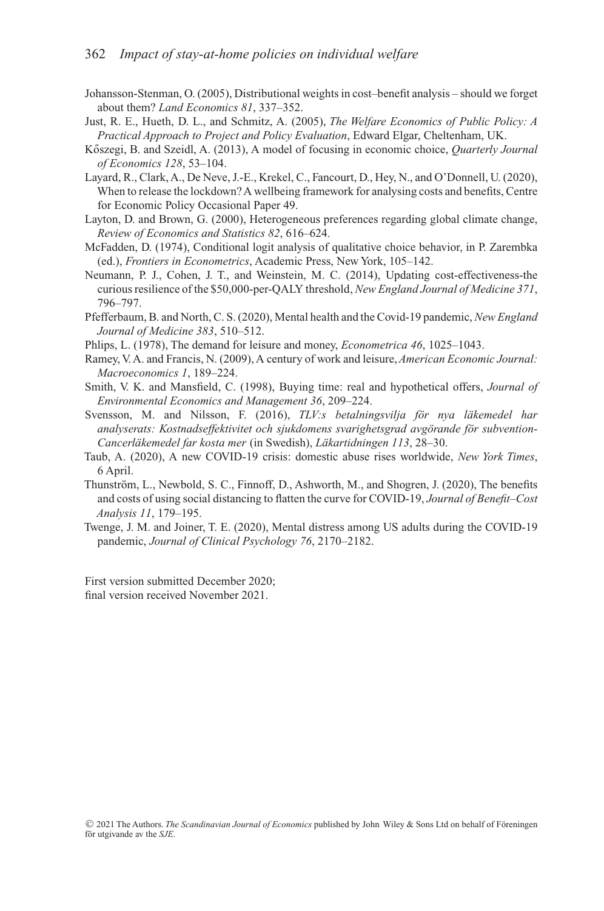Johansson-Stenman, O. (2005), Distributional weights in cost–benefit analysis – should we forget about them? *Land Economics 81*, 337–352.

Just, R. E., Hueth, D. L., and Schmitz, A. (2005), *The Welfare Economics of Public Policy: A Practical Approach to Project and Policy Evaluation*, Edward Elgar, Cheltenham, UK.

Kőszegi, B. and Szeidl, A. (2013), A model of focusing in economic choice, *Quarterly Journal of Economics 128*, 53–104.

Layard, R., Clark, A., De Neve, J.-E., Krekel, C., Fancourt, D., Hey, N., and O'Donnell, U. (2020), When to release the lockdown? A wellbeing framework for analysing costs and benefits, Centre for Economic Policy Occasional Paper 49.

Layton, D. and Brown, G. (2000), Heterogeneous preferences regarding global climate change, *Review of Economics and Statistics 82*, 616–624.

McFadden, D. (1974), Conditional logit analysis of qualitative choice behavior, in P. Zarembka (ed.), *Frontiers in Econometrics*, Academic Press, New York, 105–142.

Neumann, P. J., Cohen, J. T., and Weinstein, M. C. (2014), Updating cost-effectiveness-the curious resilience of the $50,000-per-QALY threshold, *New England Journal of Medicine 371*, 796–797.

Pfefferbaum, B. and North, C. S. (2020), Mental health and the Covid-19 pandemic, *New England Journal of Medicine 383*, 510–512.

Phlips, L. (1978), The demand for leisure and money, *Econometrica 46*, 1025–1043.

Ramey, V. A. and Francis, N. (2009), A century of work and leisure, *American Economic Journal: Macroeconomics 1*, 189–224.

Smith, V. K. and Mansfield, C. (1998), Buying time: real and hypothetical offers, *Journal of Environmental Economics and Management 36*, 209–224.

Svensson, M. and Nilsson, F. (2016), *TLV:s betalningsvilja för nya läkemedel har analyserats: Kostnadseffektivitet och sjukdomens svarighetsgrad avgörande för subvention-Cancerläkemedel far kosta mer* (in Swedish), *Läkartidningen 113*, 28–30.

Taub, A. (2020), A new COVID-19 crisis: domestic abuse rises worldwide, *New York Times*, 6 April.

Thunström, L., Newbold, S. C., Finnoff, D., Ashworth, M., and Shogren, J. (2020), The benefits and costs of using social distancing to flatten the curve for COVID-19, *Journal of Benefit–Cost Analysis 11*, 179–195.

Twenge, J. M. and Joiner, T. E. (2020), Mental distress among US adults during the COVID-19 pandemic, *Journal of Clinical Psychology 76*, 2170–2182.

First version submitted December 2020;
final version received November 2021.